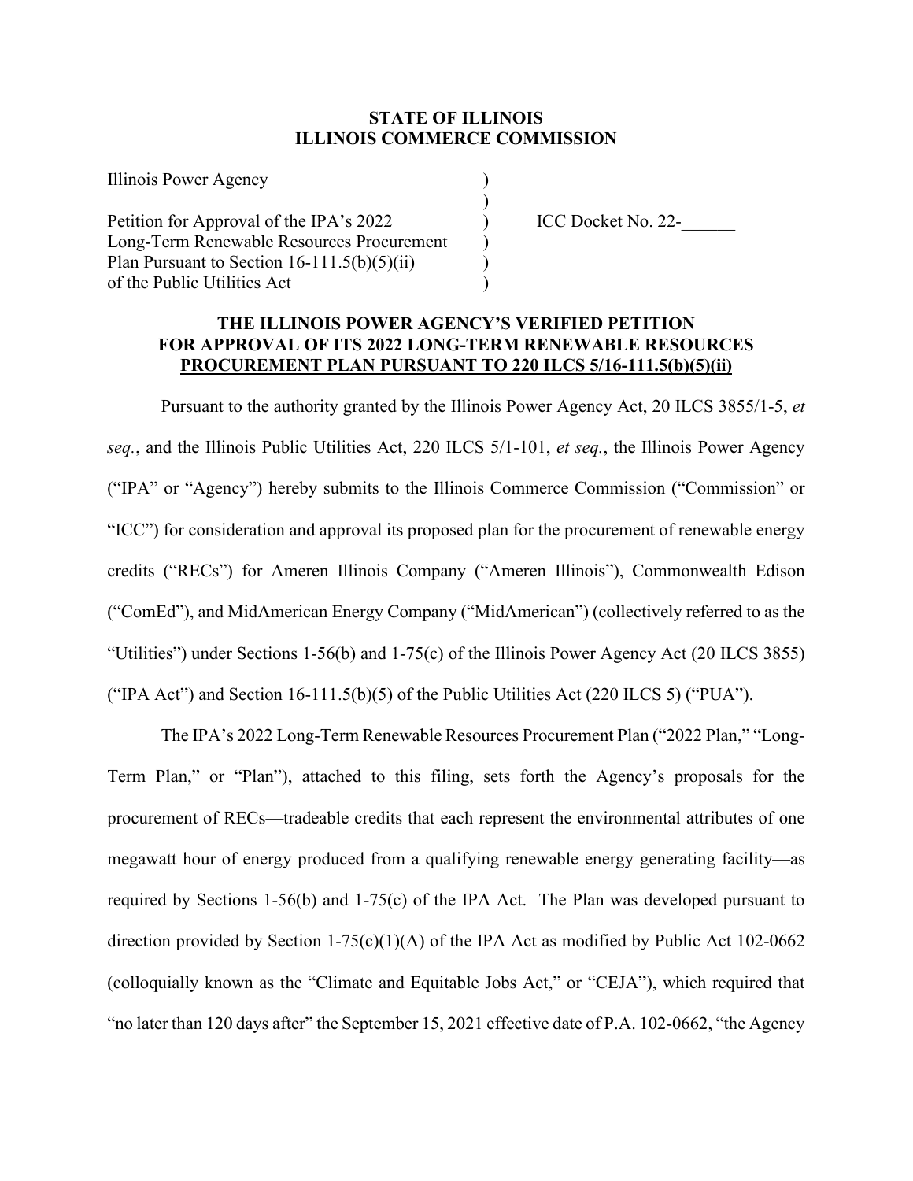**STATE OF ILLINOIS**
**ILLINOIS COMMERCE COMMISSION**

| | | |
|---|---|---|
| Illinois Power Agency | ) | |
| | ) | |
| Petition for Approval of the IPA's 2022 | ) | ICC Docket No. 22-______ |
| Long-Term Renewable Resources Procurement | ) | |
| Plan Pursuant to Section 16-111.5(b)(5)(ii) | ) | |
| of the Public Utilities Act | ) | |

**THE ILLINOIS POWER AGENCY'S VERIFIED PETITION FOR APPROVAL OF ITS 2022 LONG-TERM RENEWABLE RESOURCES PROCUREMENT PLAN PURSUANT TO 220 ILCS 5/16-111.5(b)(5)(ii)**

Pursuant to the authority granted by the Illinois Power Agency Act, 20 ILCS 3855/1-5, *et seq.*, and the Illinois Public Utilities Act, 220 ILCS 5/1-101, *et seq.*, the Illinois Power Agency ("IPA" or "Agency") hereby submits to the Illinois Commerce Commission ("Commission" or "ICC") for consideration and approval its proposed plan for the procurement of renewable energy credits ("RECs") for Ameren Illinois Company ("Ameren Illinois"), Commonwealth Edison ("ComEd"), and MidAmerican Energy Company ("MidAmerican") (collectively referred to as the "Utilities") under Sections 1-56(b) and 1-75(c) of the Illinois Power Agency Act (20 ILCS 3855) ("IPA Act") and Section 16-111.5(b)(5) of the Public Utilities Act (220 ILCS 5) ("PUA").

The IPA's 2022 Long-Term Renewable Resources Procurement Plan ("2022 Plan," "Long-Term Plan," or "Plan"), attached to this filing, sets forth the Agency's proposals for the procurement of RECs—tradeable credits that each represent the environmental attributes of one megawatt hour of energy produced from a qualifying renewable energy generating facility—as required by Sections 1-56(b) and 1-75(c) of the IPA Act. The Plan was developed pursuant to direction provided by Section 1-75(c)(1)(A) of the IPA Act as modified by Public Act 102-0662 (colloquially known as the "Climate and Equitable Jobs Act," or "CEJA"), which required that "no later than 120 days after" the September 15, 2021 effective date of P.A. 102-0662, "the Agency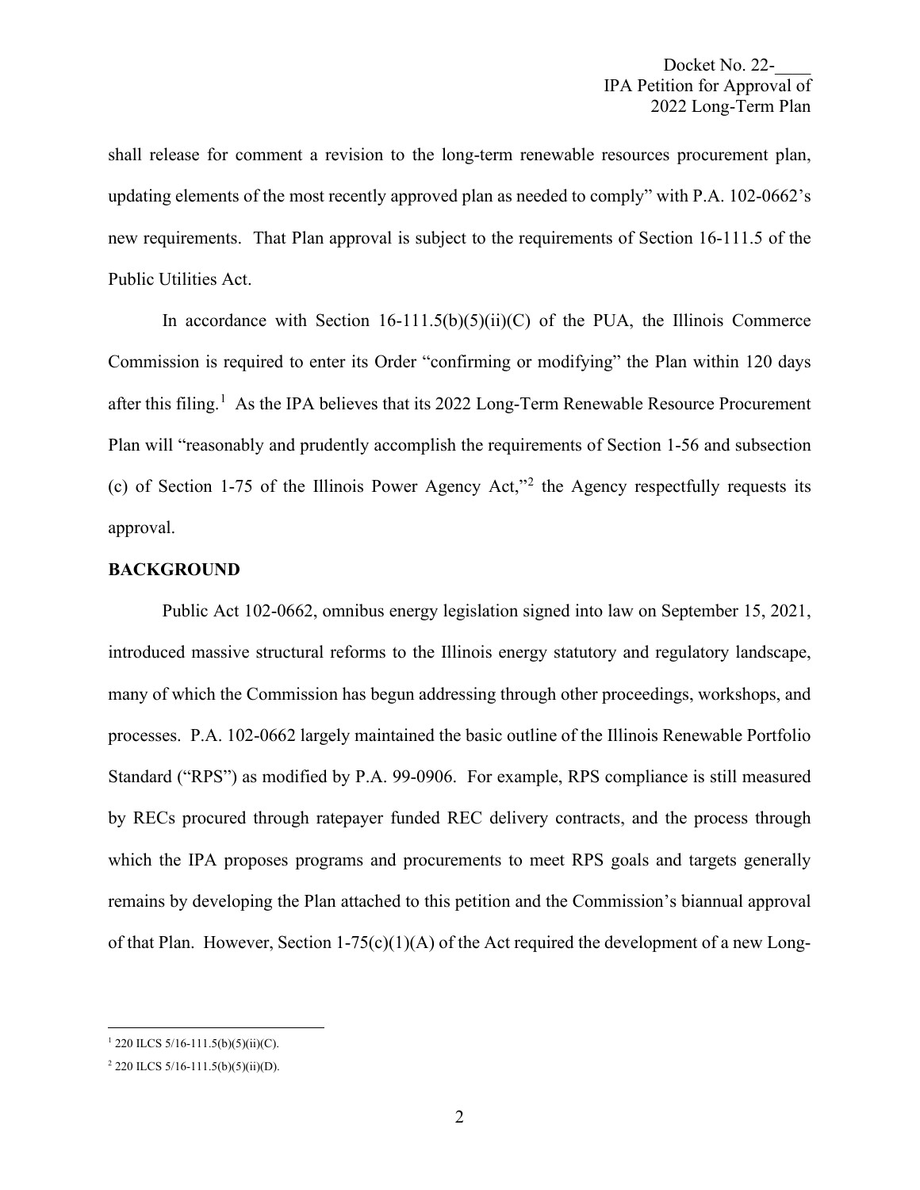shall release for comment a revision to the long-term renewable resources procurement plan, updating elements of the most recently approved plan as needed to comply" with P.A. 102-0662's new requirements. That Plan approval is subject to the requirements of Section 16-111.5 of the Public Utilities Act.

In accordance with Section 16-111.5(b)(5)(ii)(C) of the PUA, the Illinois Commerce Commission is required to enter its Order "confirming or modifying" the Plan within 120 days after this filing.[1] As the IPA believes that its 2022 Long-Term Renewable Resource Procurement Plan will "reasonably and prudently accomplish the requirements of Section 1-56 and subsection (c) of Section 1-75 of the Illinois Power Agency Act,"[2] the Agency respectfully requests its approval.

**BACKGROUND**

Public Act 102-0662, omnibus energy legislation signed into law on September 15, 2021, introduced massive structural reforms to the Illinois energy statutory and regulatory landscape, many of which the Commission has begun addressing through other proceedings, workshops, and processes. P.A. 102-0662 largely maintained the basic outline of the Illinois Renewable Portfolio Standard ("RPS") as modified by P.A. 99-0906. For example, RPS compliance is still measured by RECs procured through ratepayer funded REC delivery contracts, and the process through which the IPA proposes programs and procurements to meet RPS goals and targets generally remains by developing the Plan attached to this petition and the Commission's biannual approval of that Plan. However, Section 1-75(c)(1)(A) of the Act required the development of a new Long-

[1] 220 ILCS 5/16-111.5(b)(5)(ii)(C).

[2] 220 ILCS 5/16-111.5(b)(5)(ii)(D).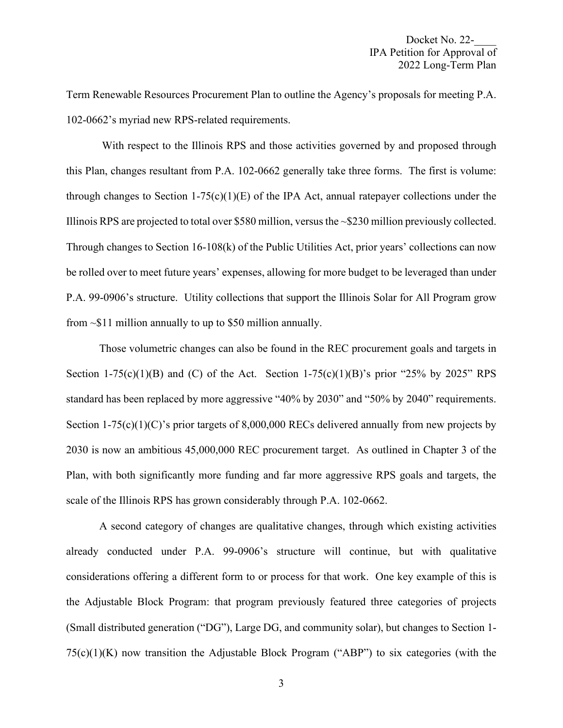Term Renewable Resources Procurement Plan to outline the Agency's proposals for meeting P.A. 102-0662's myriad new RPS-related requirements.

With respect to the Illinois RPS and those activities governed by and proposed through this Plan, changes resultant from P.A. 102-0662 generally take three forms. The first is volume: through changes to Section 1-75(c)(1)(E) of the IPA Act, annual ratepayer collections under the Illinois RPS are projected to total over $580 million, versus the ~$230 million previously collected. Through changes to Section 16-108(k) of the Public Utilities Act, prior years' collections can now be rolled over to meet future years' expenses, allowing for more budget to be leveraged than under P.A. 99-0906's structure. Utility collections that support the Illinois Solar for All Program grow from ~$11 million annually to up to $50 million annually.

Those volumetric changes can also be found in the REC procurement goals and targets in Section 1-75(c)(1)(B) and (C) of the Act. Section 1-75(c)(1)(B)'s prior "25% by 2025" RPS standard has been replaced by more aggressive "40% by 2030" and "50% by 2040" requirements. Section 1-75(c)(1)(C)'s prior targets of 8,000,000 RECs delivered annually from new projects by 2030 is now an ambitious 45,000,000 REC procurement target. As outlined in Chapter 3 of the Plan, with both significantly more funding and far more aggressive RPS goals and targets, the scale of the Illinois RPS has grown considerably through P.A. 102-0662.

A second category of changes are qualitative changes, through which existing activities already conducted under P.A. 99-0906's structure will continue, but with qualitative considerations offering a different form to or process for that work. One key example of this is the Adjustable Block Program: that program previously featured three categories of projects (Small distributed generation ("DG"), Large DG, and community solar), but changes to Section 1-75(c)(1)(K) now transition the Adjustable Block Program ("ABP") to six categories (with the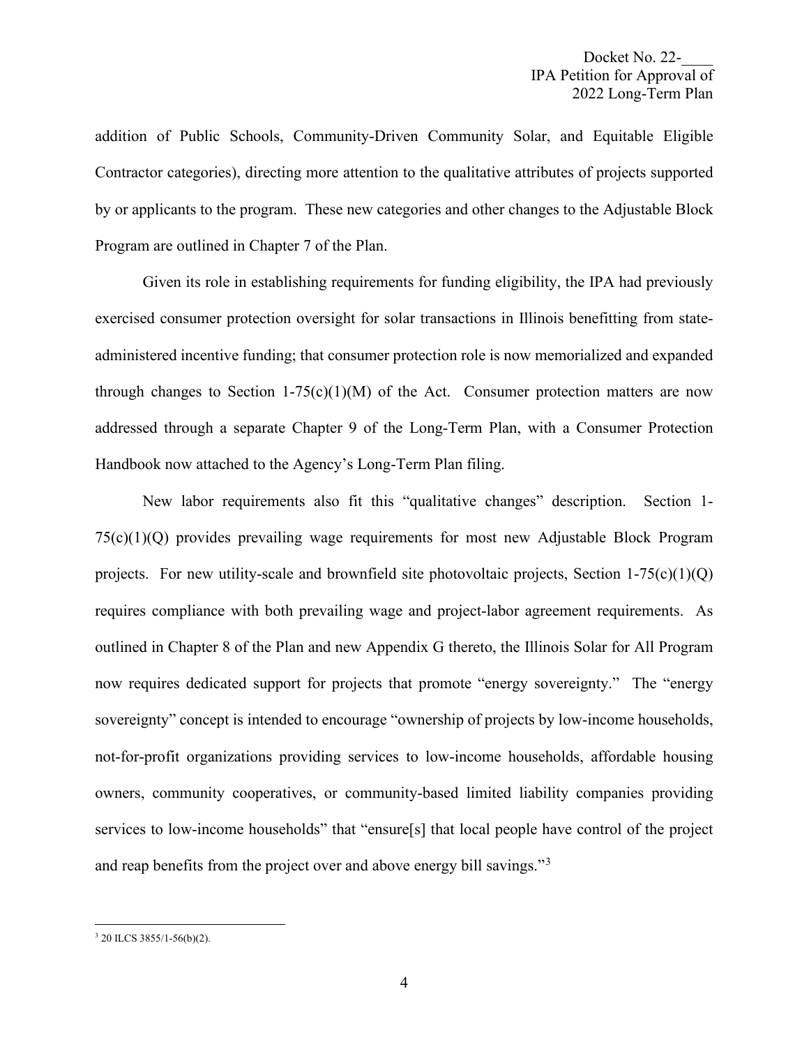addition of Public Schools, Community-Driven Community Solar, and Equitable Eligible Contractor categories), directing more attention to the qualitative attributes of projects supported by or applicants to the program. These new categories and other changes to the Adjustable Block Program are outlined in Chapter 7 of the Plan.

Given its role in establishing requirements for funding eligibility, the IPA had previously exercised consumer protection oversight for solar transactions in Illinois benefitting from state-administered incentive funding; that consumer protection role is now memorialized and expanded through changes to Section 1-75(c)(1)(M) of the Act. Consumer protection matters are now addressed through a separate Chapter 9 of the Long-Term Plan, with a Consumer Protection Handbook now attached to the Agency's Long-Term Plan filing.

New labor requirements also fit this "qualitative changes" description. Section 1-75(c)(1)(Q) provides prevailing wage requirements for most new Adjustable Block Program projects. For new utility-scale and brownfield site photovoltaic projects, Section 1-75(c)(1)(Q) requires compliance with both prevailing wage and project-labor agreement requirements. As outlined in Chapter 8 of the Plan and new Appendix G thereto, the Illinois Solar for All Program now requires dedicated support for projects that promote "energy sovereignty." The "energy sovereignty" concept is intended to encourage "ownership of projects by low-income households, not-for-profit organizations providing services to low-income households, affordable housing owners, community cooperatives, or community-based limited liability companies providing services to low-income households" that "ensure[s] that local people have control of the project and reap benefits from the project over and above energy bill savings."[3]

---

[3] 20 ILCS 3855/1-56(b)(2).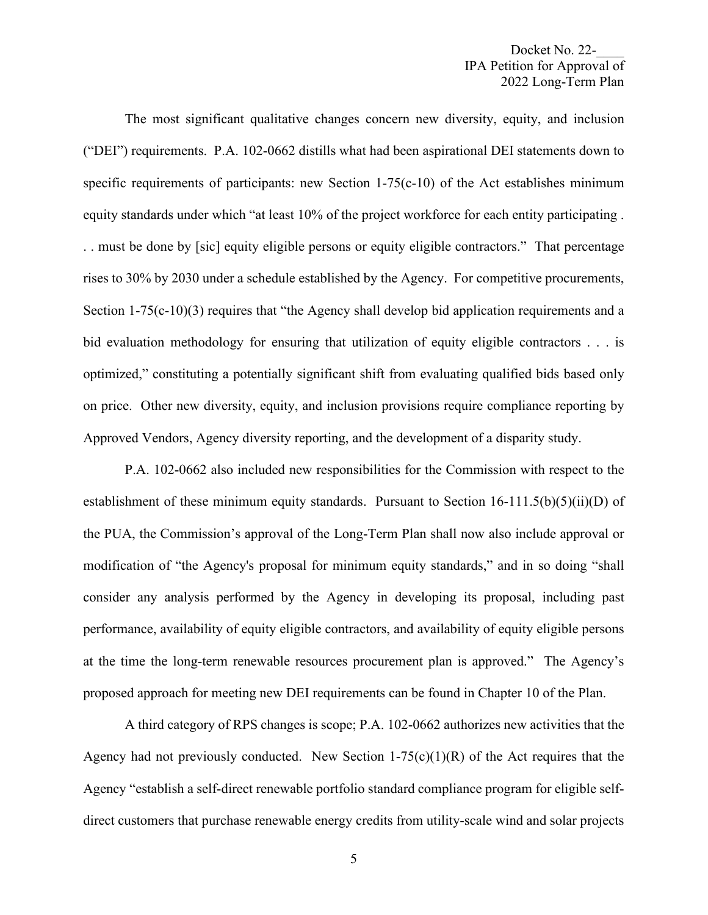The most significant qualitative changes concern new diversity, equity, and inclusion ("DEI") requirements. P.A. 102-0662 distills what had been aspirational DEI statements down to specific requirements of participants: new Section 1-75(c-10) of the Act establishes minimum equity standards under which "at least 10% of the project workforce for each entity participating . . . must be done by [sic] equity eligible persons or equity eligible contractors." That percentage rises to 30% by 2030 under a schedule established by the Agency. For competitive procurements, Section 1-75(c-10)(3) requires that "the Agency shall develop bid application requirements and a bid evaluation methodology for ensuring that utilization of equity eligible contractors . . . is optimized," constituting a potentially significant shift from evaluating qualified bids based only on price. Other new diversity, equity, and inclusion provisions require compliance reporting by Approved Vendors, Agency diversity reporting, and the development of a disparity study.

P.A. 102-0662 also included new responsibilities for the Commission with respect to the establishment of these minimum equity standards. Pursuant to Section 16-111.5(b)(5)(ii)(D) of the PUA, the Commission's approval of the Long-Term Plan shall now also include approval or modification of "the Agency's proposal for minimum equity standards," and in so doing "shall consider any analysis performed by the Agency in developing its proposal, including past performance, availability of equity eligible contractors, and availability of equity eligible persons at the time the long-term renewable resources procurement plan is approved." The Agency's proposed approach for meeting new DEI requirements can be found in Chapter 10 of the Plan.

A third category of RPS changes is scope; P.A. 102-0662 authorizes new activities that the Agency had not previously conducted. New Section 1-75(c)(1)(R) of the Act requires that the Agency "establish a self-direct renewable portfolio standard compliance program for eligible self-direct customers that purchase renewable energy credits from utility-scale wind and solar projects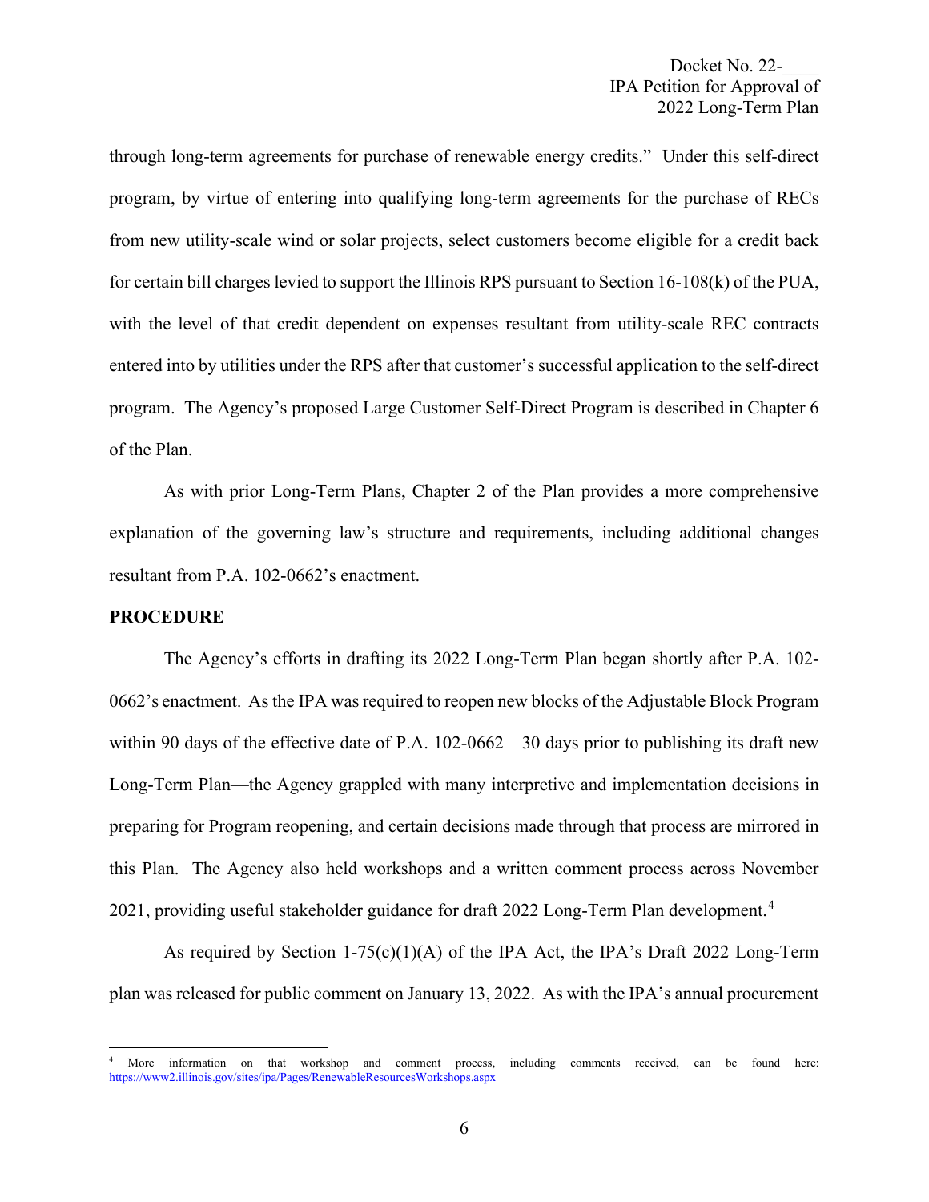through long-term agreements for purchase of renewable energy credits." Under this self-direct program, by virtue of entering into qualifying long-term agreements for the purchase of RECs from new utility-scale wind or solar projects, select customers become eligible for a credit back for certain bill charges levied to support the Illinois RPS pursuant to Section 16-108(k) of the PUA, with the level of that credit dependent on expenses resultant from utility-scale REC contracts entered into by utilities under the RPS after that customer's successful application to the self-direct program. The Agency's proposed Large Customer Self-Direct Program is described in Chapter 6 of the Plan.

As with prior Long-Term Plans, Chapter 2 of the Plan provides a more comprehensive explanation of the governing law's structure and requirements, including additional changes resultant from P.A. 102-0662's enactment.

**PROCEDURE**

The Agency's efforts in drafting its 2022 Long-Term Plan began shortly after P.A. 102-0662's enactment. As the IPA was required to reopen new blocks of the Adjustable Block Program within 90 days of the effective date of P.A. 102-0662—30 days prior to publishing its draft new Long-Term Plan—the Agency grappled with many interpretive and implementation decisions in preparing for Program reopening, and certain decisions made through that process are mirrored in this Plan. The Agency also held workshops and a written comment process across November 2021, providing useful stakeholder guidance for draft 2022 Long-Term Plan development.[4]

As required by Section 1-75(c)(1)(A) of the IPA Act, the IPA's Draft 2022 Long-Term plan was released for public comment on January 13, 2022. As with the IPA's annual procurement

[4] More information on that workshop and comment process, including comments received, can be found here: https://www2.illinois.gov/sites/ipa/Pages/RenewableResourcesWorkshops.aspx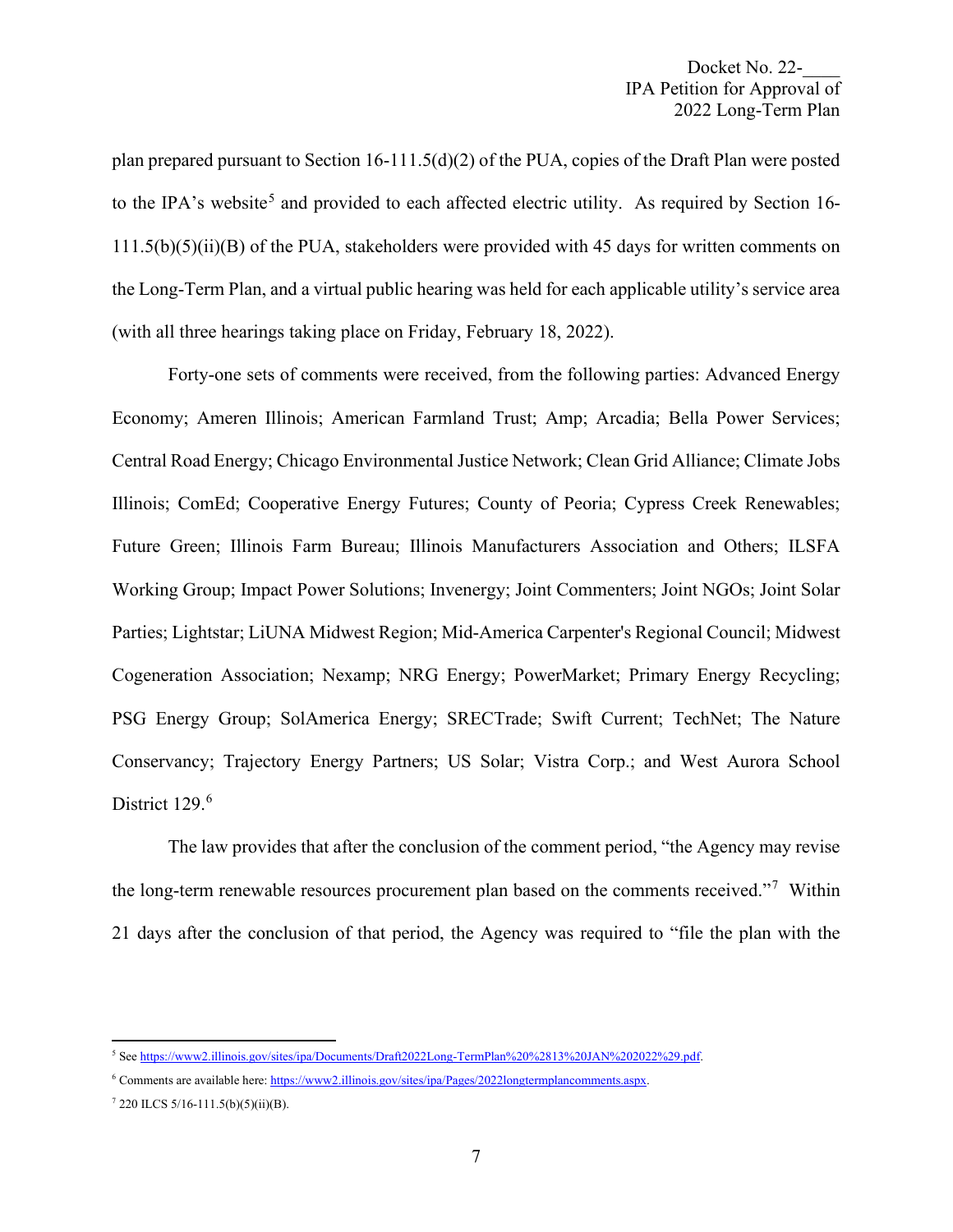plan prepared pursuant to Section 16-111.5(d)(2) of the PUA, copies of the Draft Plan were posted to the IPA's website[5] and provided to each affected electric utility. As required by Section 16-111.5(b)(5)(ii)(B) of the PUA, stakeholders were provided with 45 days for written comments on the Long-Term Plan, and a virtual public hearing was held for each applicable utility's service area (with all three hearings taking place on Friday, February 18, 2022).

Forty-one sets of comments were received, from the following parties: Advanced Energy Economy; Ameren Illinois; American Farmland Trust; Amp; Arcadia; Bella Power Services; Central Road Energy; Chicago Environmental Justice Network; Clean Grid Alliance; Climate Jobs Illinois; ComEd; Cooperative Energy Futures; County of Peoria; Cypress Creek Renewables; Future Green; Illinois Farm Bureau; Illinois Manufacturers Association and Others; ILSFA Working Group; Impact Power Solutions; Invenergy; Joint Commenters; Joint NGOs; Joint Solar Parties; Lightstar; LiUNA Midwest Region; Mid-America Carpenter's Regional Council; Midwest Cogeneration Association; Nexamp; NRG Energy; PowerMarket; Primary Energy Recycling; PSG Energy Group; SolAmerica Energy; SRECTrade; Swift Current; TechNet; The Nature Conservancy; Trajectory Energy Partners; US Solar; Vistra Corp.; and West Aurora School District 129.[6]

The law provides that after the conclusion of the comment period, "the Agency may revise the long-term renewable resources procurement plan based on the comments received."[7] Within 21 days after the conclusion of that period, the Agency was required to "file the plan with the

---

[5] See https://www2.illinois.gov/sites/ipa/Documents/Draft2022Long-TermPlan%20%2813%20JAN%202022%29.pdf.

[6] Comments are available here: https://www2.illinois.gov/sites/ipa/Pages/2022longtermplancomments.aspx.

[7] 220 ILCS 5/16-111.5(b)(5)(ii)(B).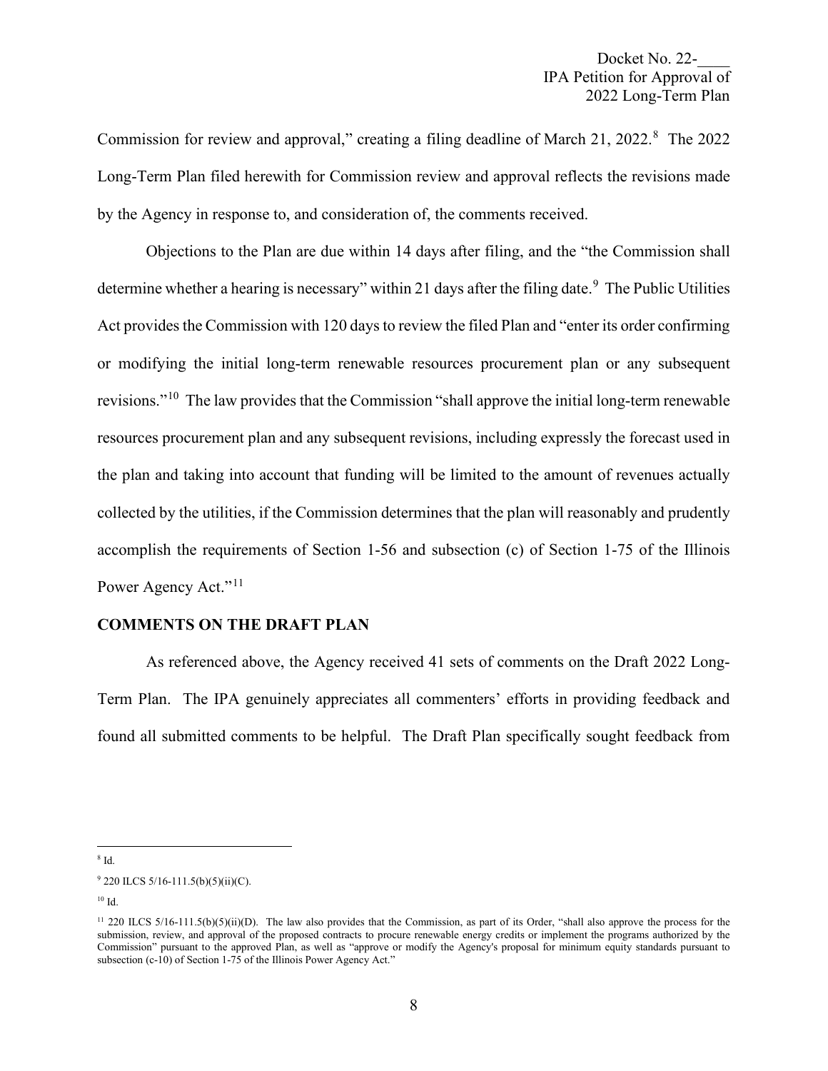Commission for review and approval," creating a filing deadline of March 21, 2022.[8] The 2022 Long-Term Plan filed herewith for Commission review and approval reflects the revisions made by the Agency in response to, and consideration of, the comments received.

Objections to the Plan are due within 14 days after filing, and the "the Commission shall determine whether a hearing is necessary" within 21 days after the filing date.[9] The Public Utilities Act provides the Commission with 120 days to review the filed Plan and "enter its order confirming or modifying the initial long-term renewable resources procurement plan or any subsequent revisions."[10] The law provides that the Commission "shall approve the initial long-term renewable resources procurement plan and any subsequent revisions, including expressly the forecast used in the plan and taking into account that funding will be limited to the amount of revenues actually collected by the utilities, if the Commission determines that the plan will reasonably and prudently accomplish the requirements of Section 1-56 and subsection (c) of Section 1-75 of the Illinois Power Agency Act."[11]

## COMMENTS ON THE DRAFT PLAN

As referenced above, the Agency received 41 sets of comments on the Draft 2022 Long-Term Plan. The IPA genuinely appreciates all commenters' efforts in providing feedback and found all submitted comments to be helpful. The Draft Plan specifically sought feedback from

---

[8] Id.

[9] 220 ILCS 5/16-111.5(b)(5)(ii)(C).

[10] Id.

[11] 220 ILCS 5/16-111.5(b)(5)(ii)(D). The law also provides that the Commission, as part of its Order, "shall also approve the process for the submission, review, and approval of the proposed contracts to procure renewable energy credits or implement the programs authorized by the Commission" pursuant to the approved Plan, as well as "approve or modify the Agency's proposal for minimum equity standards pursuant to subsection (c-10) of Section 1-75 of the Illinois Power Agency Act."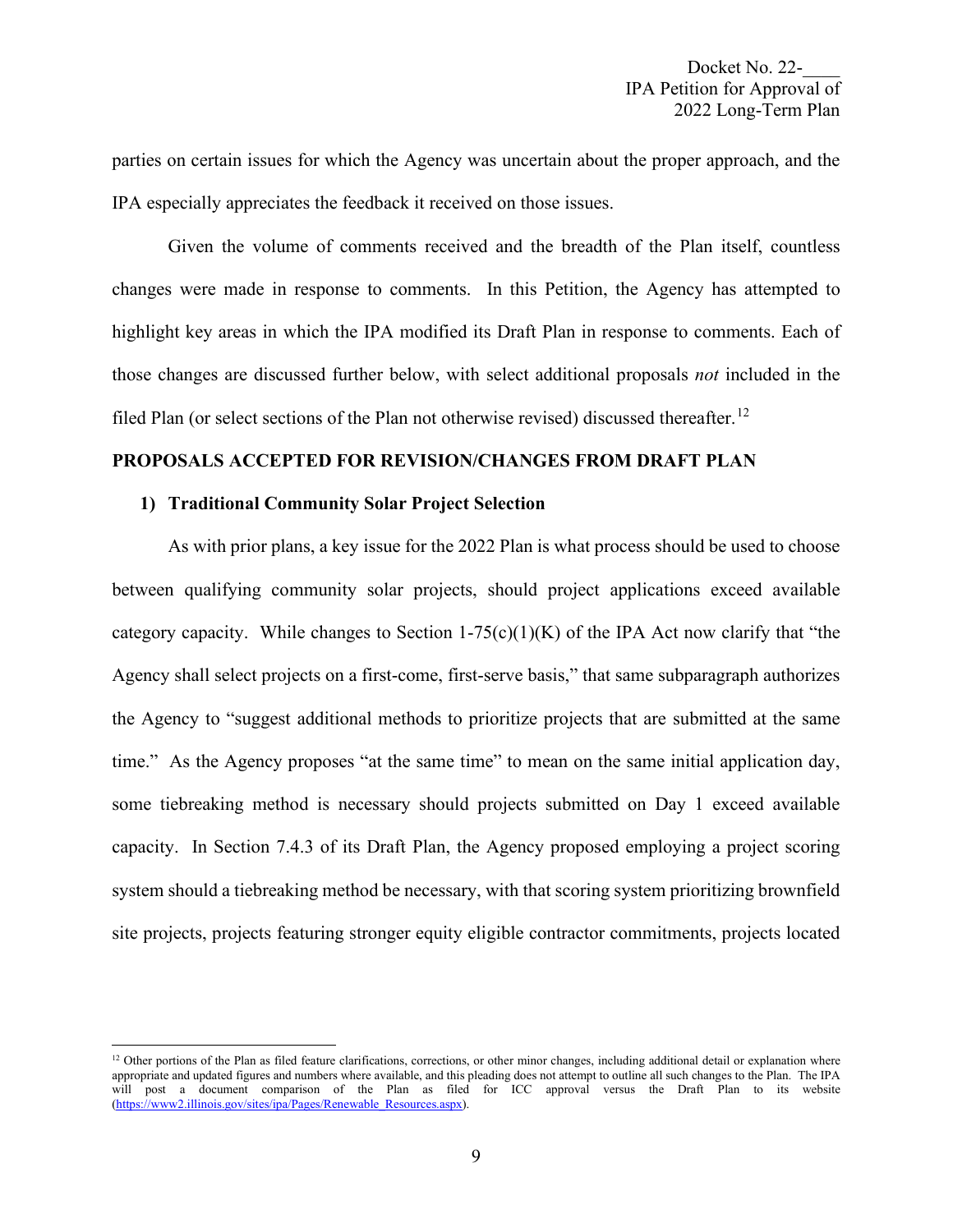parties on certain issues for which the Agency was uncertain about the proper approach, and the IPA especially appreciates the feedback it received on those issues.

Given the volume of comments received and the breadth of the Plan itself, countless changes were made in response to comments. In this Petition, the Agency has attempted to highlight key areas in which the IPA modified its Draft Plan in response to comments. Each of those changes are discussed further below, with select additional proposals *not* included in the filed Plan (or select sections of the Plan not otherwise revised) discussed thereafter.[12]

## PROPOSALS ACCEPTED FOR REVISION/CHANGES FROM DRAFT PLAN

### 1) Traditional Community Solar Project Selection

As with prior plans, a key issue for the 2022 Plan is what process should be used to choose between qualifying community solar projects, should project applications exceed available category capacity. While changes to Section 1-75(c)(1)(K) of the IPA Act now clarify that "the Agency shall select projects on a first-come, first-serve basis," that same subparagraph authorizes the Agency to "suggest additional methods to prioritize projects that are submitted at the same time." As the Agency proposes "at the same time" to mean on the same initial application day, some tiebreaking method is necessary should projects submitted on Day 1 exceed available capacity. In Section 7.4.3 of its Draft Plan, the Agency proposed employing a project scoring system should a tiebreaking method be necessary, with that scoring system prioritizing brownfield site projects, projects featuring stronger equity eligible contractor commitments, projects located

[12] Other portions of the Plan as filed feature clarifications, corrections, or other minor changes, including additional detail or explanation where appropriate and updated figures and numbers where available, and this pleading does not attempt to outline all such changes to the Plan. The IPA will post a document comparison of the Plan as filed for ICC approval versus the Draft Plan to its website (https://www2.illinois.gov/sites/ipa/Pages/Renewable_Resources.aspx).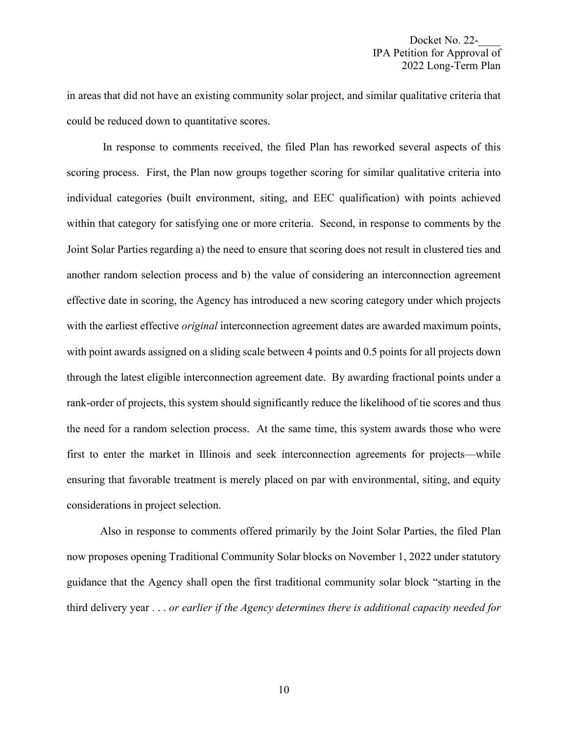in areas that did not have an existing community solar project, and similar qualitative criteria that could be reduced down to quantitative scores.

In response to comments received, the filed Plan has reworked several aspects of this scoring process. First, the Plan now groups together scoring for similar qualitative criteria into individual categories (built environment, siting, and EEC qualification) with points achieved within that category for satisfying one or more criteria. Second, in response to comments by the Joint Solar Parties regarding a) the need to ensure that scoring does not result in clustered ties and another random selection process and b) the value of considering an interconnection agreement effective date in scoring, the Agency has introduced a new scoring category under which projects with the earliest effective *original* interconnection agreement dates are awarded maximum points, with point awards assigned on a sliding scale between 4 points and 0.5 points for all projects down through the latest eligible interconnection agreement date. By awarding fractional points under a rank-order of projects, this system should significantly reduce the likelihood of tie scores and thus the need for a random selection process. At the same time, this system awards those who were first to enter the market in Illinois and seek interconnection agreements for projects—while ensuring that favorable treatment is merely placed on par with environmental, siting, and equity considerations in project selection.

Also in response to comments offered primarily by the Joint Solar Parties, the filed Plan now proposes opening Traditional Community Solar blocks on November 1, 2022 under statutory guidance that the Agency shall open the first traditional community solar block "starting in the third delivery year . . . *or earlier if the Agency determines there is additional capacity needed for*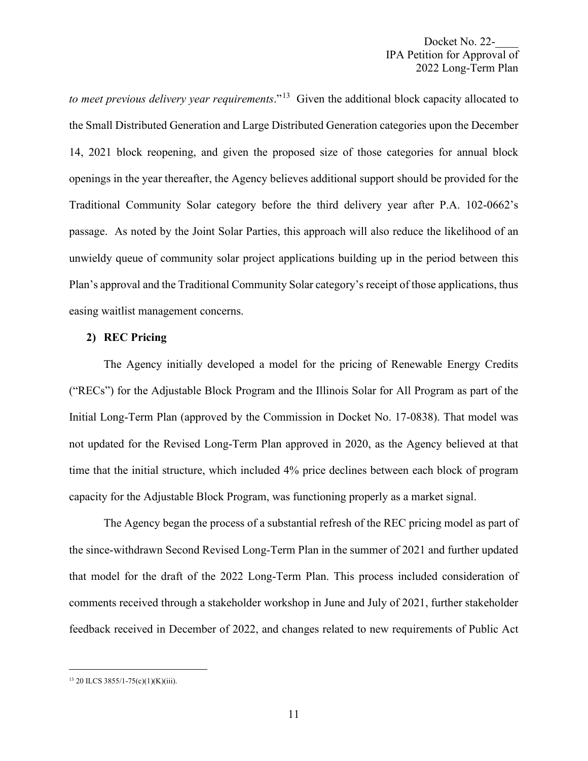*to meet previous delivery year requirements*."[13] Given the additional block capacity allocated to the Small Distributed Generation and Large Distributed Generation categories upon the December 14, 2021 block reopening, and given the proposed size of those categories for annual block openings in the year thereafter, the Agency believes additional support should be provided for the Traditional Community Solar category before the third delivery year after P.A. 102-0662's passage. As noted by the Joint Solar Parties, this approach will also reduce the likelihood of an unwieldy queue of community solar project applications building up in the period between this Plan's approval and the Traditional Community Solar category's receipt of those applications, thus easing waitlist management concerns.

**2) REC Pricing**

The Agency initially developed a model for the pricing of Renewable Energy Credits ("RECs") for the Adjustable Block Program and the Illinois Solar for All Program as part of the Initial Long-Term Plan (approved by the Commission in Docket No. 17-0838). That model was not updated for the Revised Long-Term Plan approved in 2020, as the Agency believed at that time that the initial structure, which included 4% price declines between each block of program capacity for the Adjustable Block Program, was functioning properly as a market signal.

The Agency began the process of a substantial refresh of the REC pricing model as part of the since-withdrawn Second Revised Long-Term Plan in the summer of 2021 and further updated that model for the draft of the 2022 Long-Term Plan. This process included consideration of comments received through a stakeholder workshop in June and July of 2021, further stakeholder feedback received in December of 2022, and changes related to new requirements of Public Act

---

[13] 20 ILCS 3855/1-75(c)(1)(K)(iii).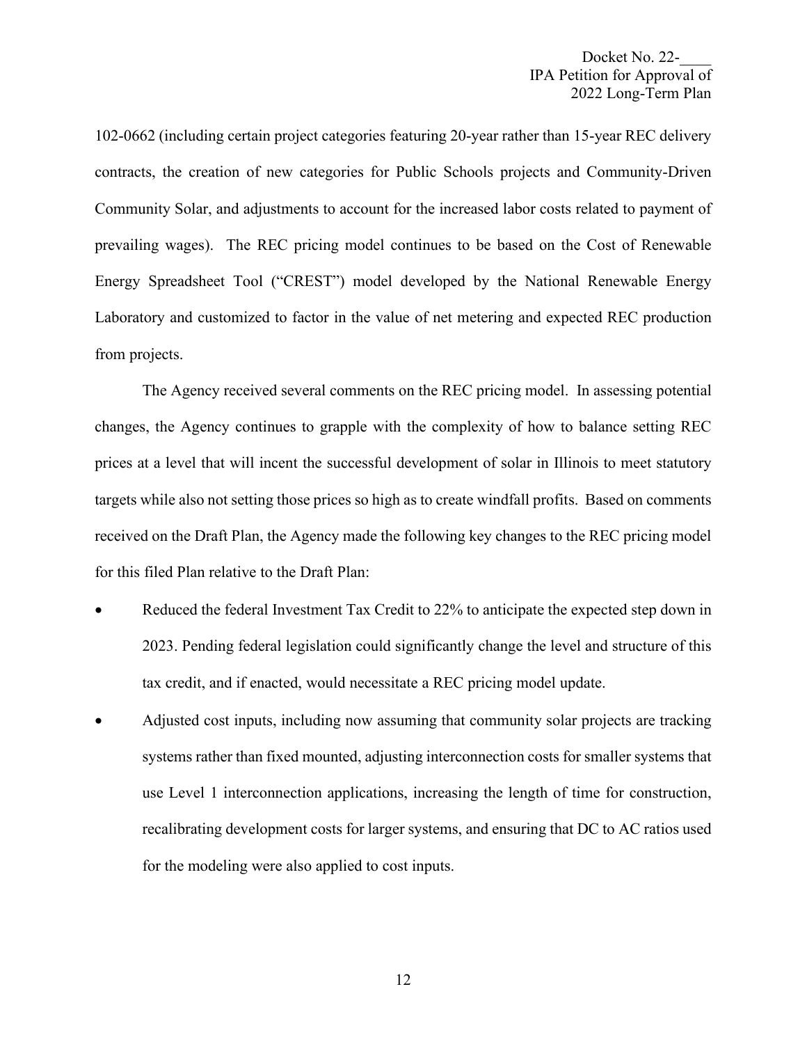102-0662 (including certain project categories featuring 20-year rather than 15-year REC delivery contracts, the creation of new categories for Public Schools projects and Community-Driven Community Solar, and adjustments to account for the increased labor costs related to payment of prevailing wages). The REC pricing model continues to be based on the Cost of Renewable Energy Spreadsheet Tool ("CREST") model developed by the National Renewable Energy Laboratory and customized to factor in the value of net metering and expected REC production from projects.

The Agency received several comments on the REC pricing model. In assessing potential changes, the Agency continues to grapple with the complexity of how to balance setting REC prices at a level that will incent the successful development of solar in Illinois to meet statutory targets while also not setting those prices so high as to create windfall profits. Based on comments received on the Draft Plan, the Agency made the following key changes to the REC pricing model for this filed Plan relative to the Draft Plan:

- Reduced the federal Investment Tax Credit to 22% to anticipate the expected step down in 2023. Pending federal legislation could significantly change the level and structure of this tax credit, and if enacted, would necessitate a REC pricing model update.
- Adjusted cost inputs, including now assuming that community solar projects are tracking systems rather than fixed mounted, adjusting interconnection costs for smaller systems that use Level 1 interconnection applications, increasing the length of time for construction, recalibrating development costs for larger systems, and ensuring that DC to AC ratios used for the modeling were also applied to cost inputs.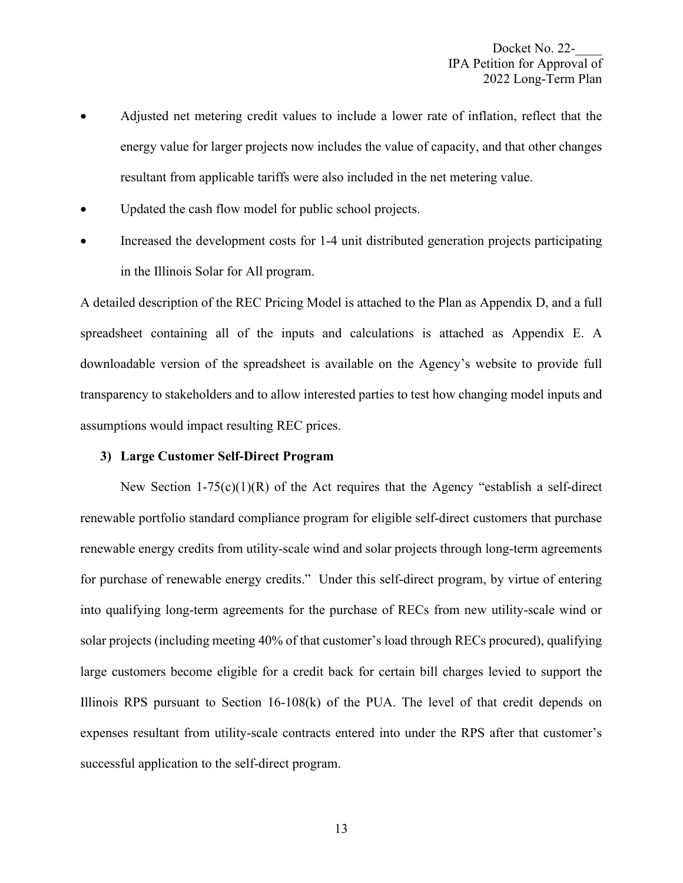- Adjusted net metering credit values to include a lower rate of inflation, reflect that the energy value for larger projects now includes the value of capacity, and that other changes resultant from applicable tariffs were also included in the net metering value.
- Updated the cash flow model for public school projects.
- Increased the development costs for 1-4 unit distributed generation projects participating in the Illinois Solar for All program.

A detailed description of the REC Pricing Model is attached to the Plan as Appendix D, and a full spreadsheet containing all of the inputs and calculations is attached as Appendix E. A downloadable version of the spreadsheet is available on the Agency's website to provide full transparency to stakeholders and to allow interested parties to test how changing model inputs and assumptions would impact resulting REC prices.

### 3) Large Customer Self-Direct Program

New Section 1-75(c)(1)(R) of the Act requires that the Agency "establish a self-direct renewable portfolio standard compliance program for eligible self-direct customers that purchase renewable energy credits from utility-scale wind and solar projects through long-term agreements for purchase of renewable energy credits." Under this self-direct program, by virtue of entering into qualifying long-term agreements for the purchase of RECs from new utility-scale wind or solar projects (including meeting 40% of that customer's load through RECs procured), qualifying large customers become eligible for a credit back for certain bill charges levied to support the Illinois RPS pursuant to Section 16-108(k) of the PUA. The level of that credit depends on expenses resultant from utility-scale contracts entered into under the RPS after that customer's successful application to the self-direct program.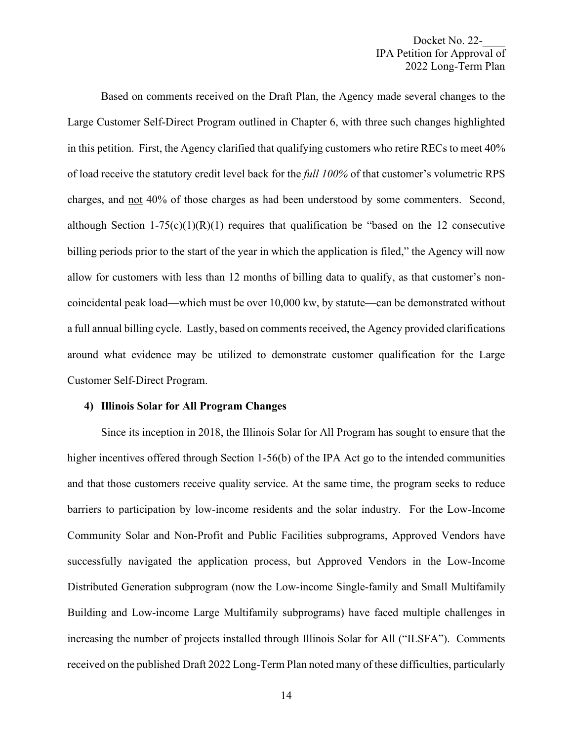Based on comments received on the Draft Plan, the Agency made several changes to the Large Customer Self-Direct Program outlined in Chapter 6, with three such changes highlighted in this petition. First, the Agency clarified that qualifying customers who retire RECs to meet 40% of load receive the statutory credit level back for the *full 100%* of that customer's volumetric RPS charges, and <u>not</u> 40% of those charges as had been understood by some commenters. Second, although Section 1-75(c)(1)(R)(1) requires that qualification be "based on the 12 consecutive billing periods prior to the start of the year in which the application is filed," the Agency will now allow for customers with less than 12 months of billing data to qualify, as that customer's non-coincidental peak load—which must be over 10,000 kw, by statute—can be demonstrated without a full annual billing cycle. Lastly, based on comments received, the Agency provided clarifications around what evidence may be utilized to demonstrate customer qualification for the Large Customer Self-Direct Program.

**4) Illinois Solar for All Program Changes**

Since its inception in 2018, the Illinois Solar for All Program has sought to ensure that the higher incentives offered through Section 1-56(b) of the IPA Act go to the intended communities and that those customers receive quality service. At the same time, the program seeks to reduce barriers to participation by low-income residents and the solar industry. For the Low-Income Community Solar and Non-Profit and Public Facilities subprograms, Approved Vendors have successfully navigated the application process, but Approved Vendors in the Low-Income Distributed Generation subprogram (now the Low-income Single-family and Small Multifamily Building and Low-income Large Multifamily subprograms) have faced multiple challenges in increasing the number of projects installed through Illinois Solar for All ("ILSFA"). Comments received on the published Draft 2022 Long-Term Plan noted many of these difficulties, particularly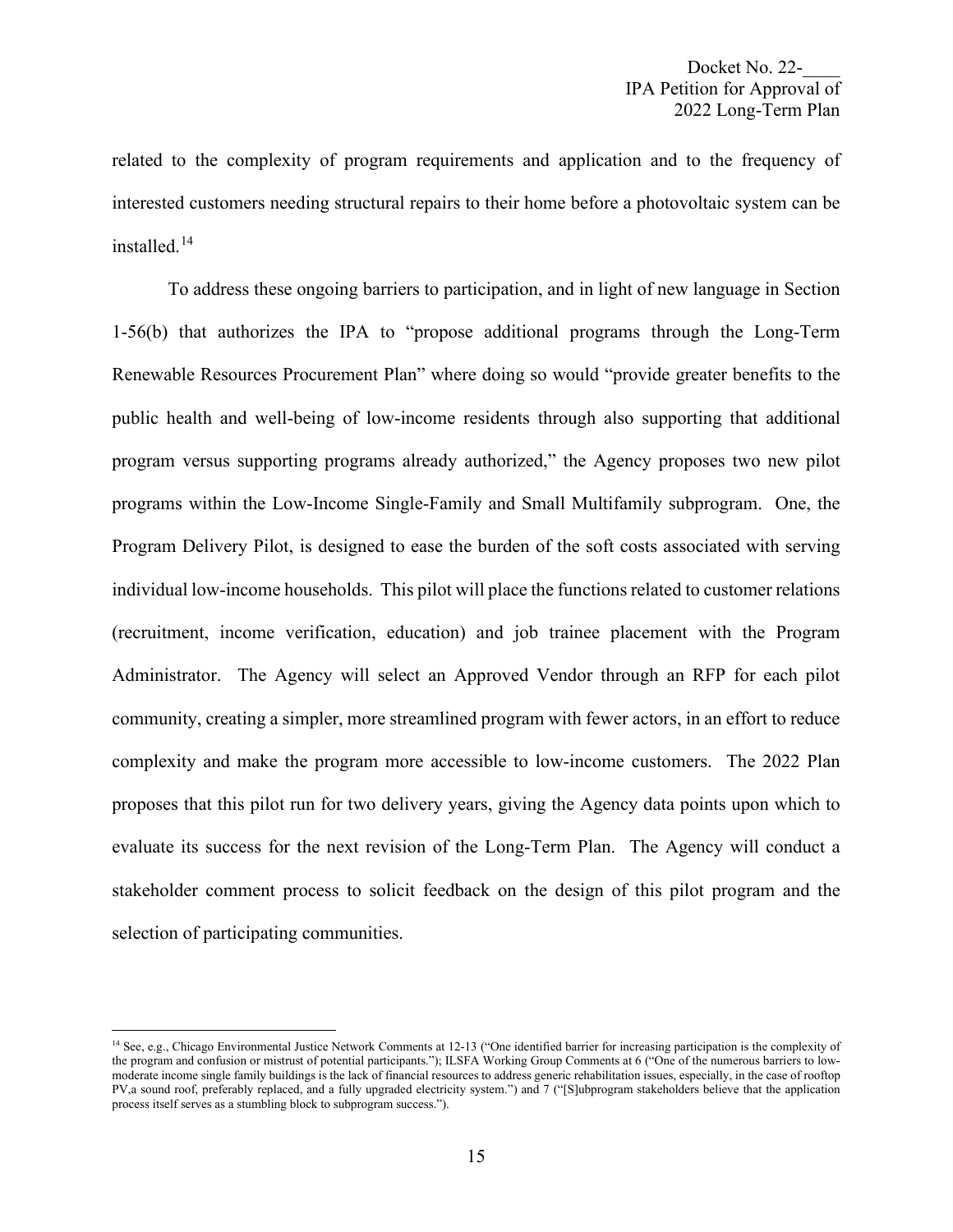related to the complexity of program requirements and application and to the frequency of interested customers needing structural repairs to their home before a photovoltaic system can be installed.[14]

To address these ongoing barriers to participation, and in light of new language in Section 1-56(b) that authorizes the IPA to "propose additional programs through the Long-Term Renewable Resources Procurement Plan" where doing so would "provide greater benefits to the public health and well-being of low-income residents through also supporting that additional program versus supporting programs already authorized," the Agency proposes two new pilot programs within the Low-Income Single-Family and Small Multifamily subprogram. One, the Program Delivery Pilot, is designed to ease the burden of the soft costs associated with serving individual low-income households. This pilot will place the functions related to customer relations (recruitment, income verification, education) and job trainee placement with the Program Administrator. The Agency will select an Approved Vendor through an RFP for each pilot community, creating a simpler, more streamlined program with fewer actors, in an effort to reduce complexity and make the program more accessible to low-income customers. The 2022 Plan proposes that this pilot run for two delivery years, giving the Agency data points upon which to evaluate its success for the next revision of the Long-Term Plan. The Agency will conduct a stakeholder comment process to solicit feedback on the design of this pilot program and the selection of participating communities.

---

[14] See, e.g., Chicago Environmental Justice Network Comments at 12-13 ("One identified barrier for increasing participation is the complexity of the program and confusion or mistrust of potential participants."); ILSFA Working Group Comments at 6 ("One of the numerous barriers to low-moderate income single family buildings is the lack of financial resources to address generic rehabilitation issues, especially, in the case of rooftop PV,a sound roof, preferably replaced, and a fully upgraded electricity system.") and 7 ("[S]ubprogram stakeholders believe that the application process itself serves as a stumbling block to subprogram success.").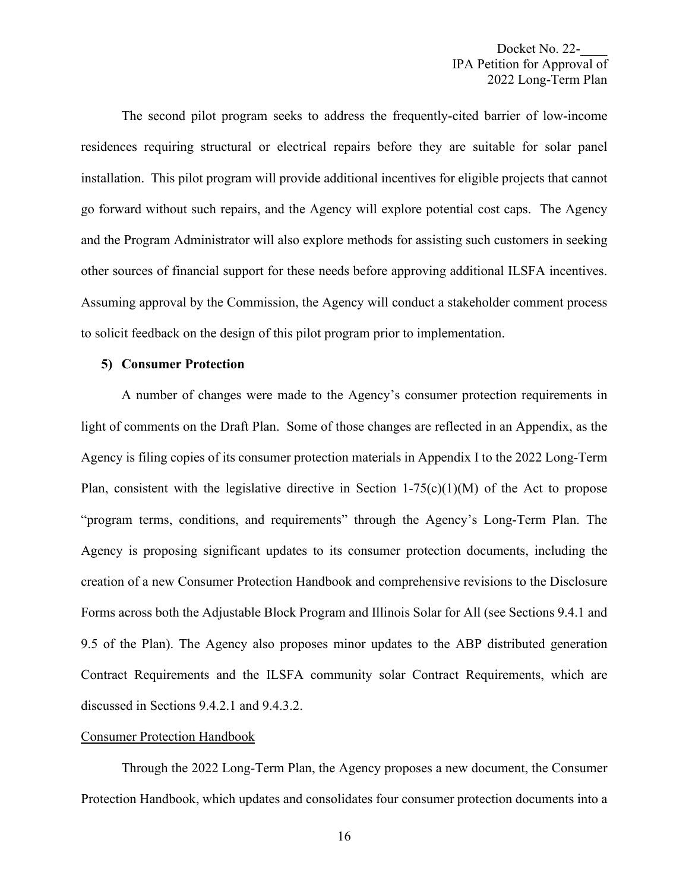The second pilot program seeks to address the frequently-cited barrier of low-income residences requiring structural or electrical repairs before they are suitable for solar panel installation. This pilot program will provide additional incentives for eligible projects that cannot go forward without such repairs, and the Agency will explore potential cost caps. The Agency and the Program Administrator will also explore methods for assisting such customers in seeking other sources of financial support for these needs before approving additional ILSFA incentives. Assuming approval by the Commission, the Agency will conduct a stakeholder comment process to solicit feedback on the design of this pilot program prior to implementation.

**5) Consumer Protection**

A number of changes were made to the Agency's consumer protection requirements in light of comments on the Draft Plan. Some of those changes are reflected in an Appendix, as the Agency is filing copies of its consumer protection materials in Appendix I to the 2022 Long-Term Plan, consistent with the legislative directive in Section 1-75(c)(1)(M) of the Act to propose "program terms, conditions, and requirements" through the Agency's Long-Term Plan. The Agency is proposing significant updates to its consumer protection documents, including the creation of a new Consumer Protection Handbook and comprehensive revisions to the Disclosure Forms across both the Adjustable Block Program and Illinois Solar for All (see Sections 9.4.1 and 9.5 of the Plan). The Agency also proposes minor updates to the ABP distributed generation Contract Requirements and the ILSFA community solar Contract Requirements, which are discussed in Sections 9.4.2.1 and 9.4.3.2.

<u>Consumer Protection Handbook</u>

Through the 2022 Long-Term Plan, the Agency proposes a new document, the Consumer Protection Handbook, which updates and consolidates four consumer protection documents into a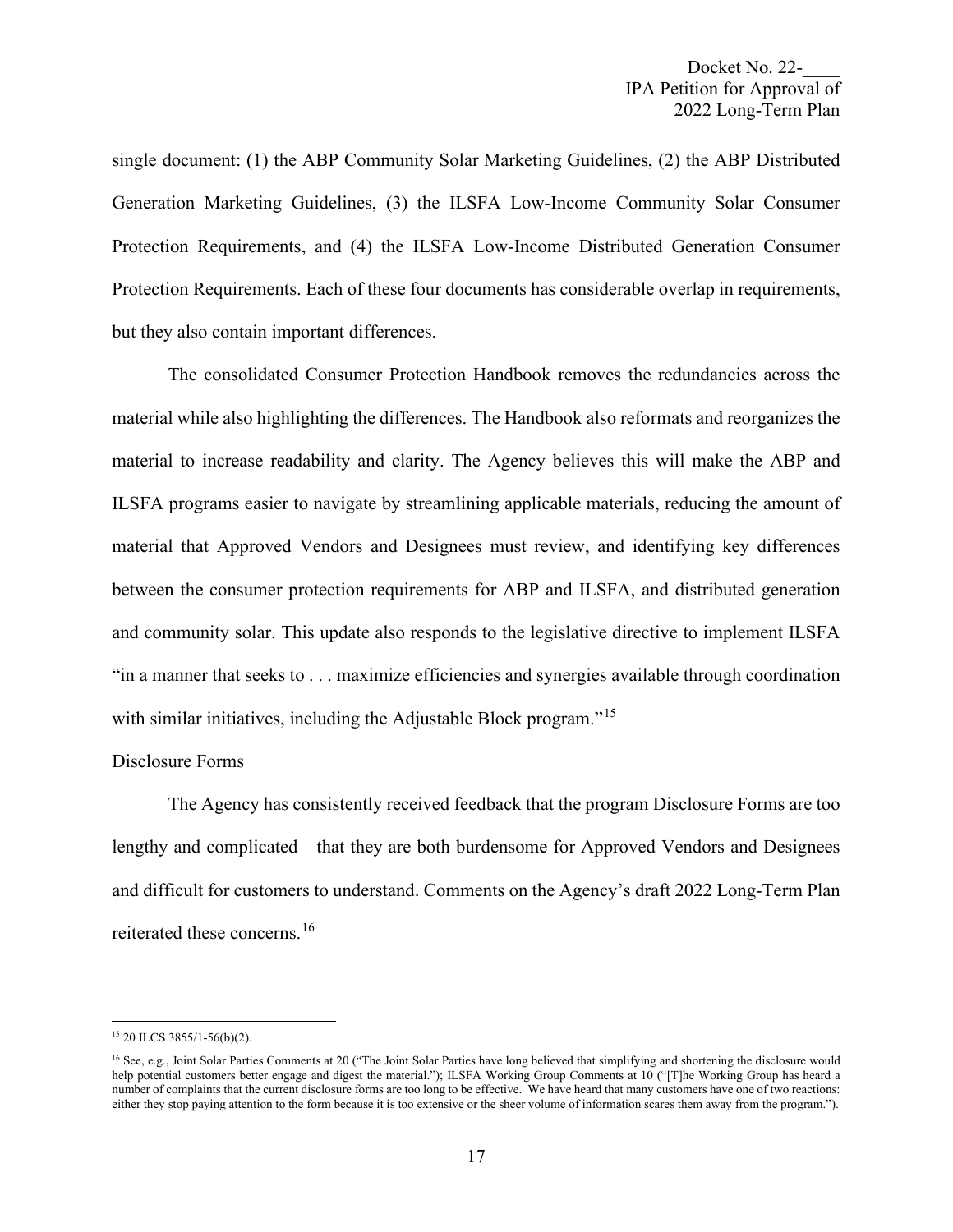single document: (1) the ABP Community Solar Marketing Guidelines, (2) the ABP Distributed Generation Marketing Guidelines, (3) the ILSFA Low-Income Community Solar Consumer Protection Requirements, and (4) the ILSFA Low-Income Distributed Generation Consumer Protection Requirements. Each of these four documents has considerable overlap in requirements, but they also contain important differences.

The consolidated Consumer Protection Handbook removes the redundancies across the material while also highlighting the differences. The Handbook also reformats and reorganizes the material to increase readability and clarity. The Agency believes this will make the ABP and ILSFA programs easier to navigate by streamlining applicable materials, reducing the amount of material that Approved Vendors and Designees must review, and identifying key differences between the consumer protection requirements for ABP and ILSFA, and distributed generation and community solar. This update also responds to the legislative directive to implement ILSFA "in a manner that seeks to . . . maximize efficiencies and synergies available through coordination with similar initiatives, including the Adjustable Block program."[15]

<u>Disclosure Forms</u>

The Agency has consistently received feedback that the program Disclosure Forms are too lengthy and complicated—that they are both burdensome for Approved Vendors and Designees and difficult for customers to understand. Comments on the Agency's draft 2022 Long-Term Plan reiterated these concerns.[16]

---

[15] 20 ILCS 3855/1-56(b)(2).

[16] See, e.g., Joint Solar Parties Comments at 20 ("The Joint Solar Parties have long believed that simplifying and shortening the disclosure would help potential customers better engage and digest the material."); ILSFA Working Group Comments at 10 ("[T]he Working Group has heard a number of complaints that the current disclosure forms are too long to be effective. We have heard that many customers have one of two reactions: either they stop paying attention to the form because it is too extensive or the sheer volume of information scares them away from the program.").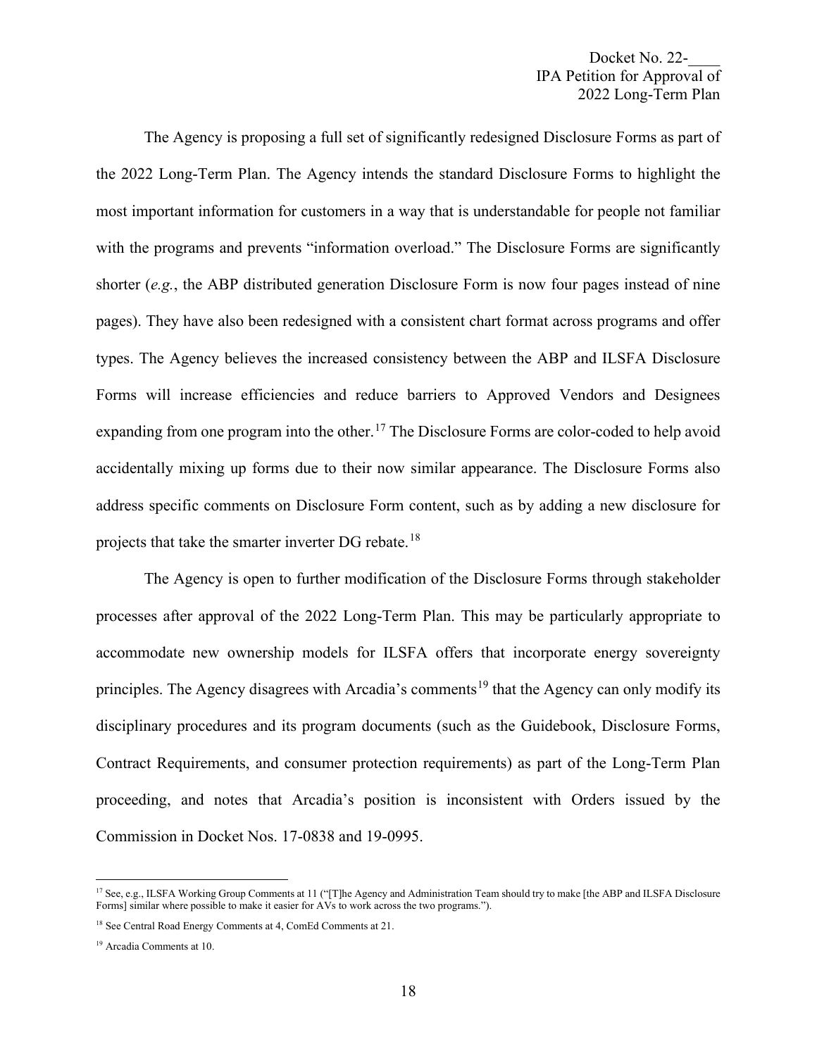The Agency is proposing a full set of significantly redesigned Disclosure Forms as part of the 2022 Long-Term Plan. The Agency intends the standard Disclosure Forms to highlight the most important information for customers in a way that is understandable for people not familiar with the programs and prevents "information overload." The Disclosure Forms are significantly shorter (*e.g.*, the ABP distributed generation Disclosure Form is now four pages instead of nine pages). They have also been redesigned with a consistent chart format across programs and offer types. The Agency believes the increased consistency between the ABP and ILSFA Disclosure Forms will increase efficiencies and reduce barriers to Approved Vendors and Designees expanding from one program into the other.[17] The Disclosure Forms are color-coded to help avoid accidentally mixing up forms due to their now similar appearance. The Disclosure Forms also address specific comments on Disclosure Form content, such as by adding a new disclosure for projects that take the smarter inverter DG rebate.[18]

The Agency is open to further modification of the Disclosure Forms through stakeholder processes after approval of the 2022 Long-Term Plan. This may be particularly appropriate to accommodate new ownership models for ILSFA offers that incorporate energy sovereignty principles. The Agency disagrees with Arcadia's comments[19] that the Agency can only modify its disciplinary procedures and its program documents (such as the Guidebook, Disclosure Forms, Contract Requirements, and consumer protection requirements) as part of the Long-Term Plan proceeding, and notes that Arcadia's position is inconsistent with Orders issued by the Commission in Docket Nos. 17-0838 and 19-0995.

---

[17] See, e.g., ILSFA Working Group Comments at 11 ("[T]he Agency and Administration Team should try to make [the ABP and ILSFA Disclosure Forms] similar where possible to make it easier for AVs to work across the two programs.").

[18] See Central Road Energy Comments at 4, ComEd Comments at 21.

[19] Arcadia Comments at 10.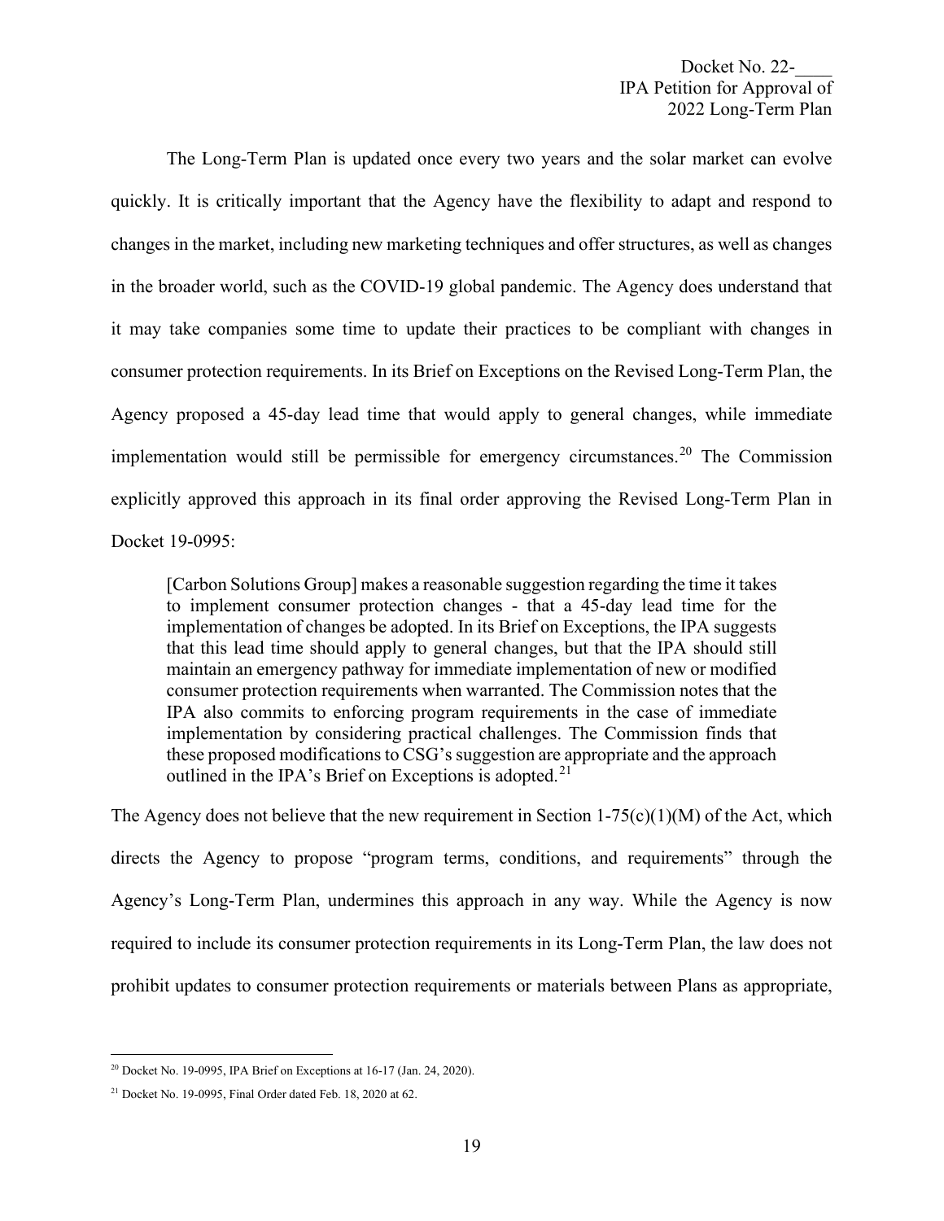The Long-Term Plan is updated once every two years and the solar market can evolve quickly. It is critically important that the Agency have the flexibility to adapt and respond to changes in the market, including new marketing techniques and offer structures, as well as changes in the broader world, such as the COVID-19 global pandemic. The Agency does understand that it may take companies some time to update their practices to be compliant with changes in consumer protection requirements. In its Brief on Exceptions on the Revised Long-Term Plan, the Agency proposed a 45-day lead time that would apply to general changes, while immediate implementation would still be permissible for emergency circumstances.[20] The Commission explicitly approved this approach in its final order approving the Revised Long-Term Plan in Docket 19-0995:

> [Carbon Solutions Group] makes a reasonable suggestion regarding the time it takes to implement consumer protection changes - that a 45-day lead time for the implementation of changes be adopted. In its Brief on Exceptions, the IPA suggests that this lead time should apply to general changes, but that the IPA should still maintain an emergency pathway for immediate implementation of new or modified consumer protection requirements when warranted. The Commission notes that the IPA also commits to enforcing program requirements in the case of immediate implementation by considering practical challenges. The Commission finds that these proposed modifications to CSG's suggestion are appropriate and the approach outlined in the IPA's Brief on Exceptions is adopted.[21]

The Agency does not believe that the new requirement in Section 1-75(c)(1)(M) of the Act, which directs the Agency to propose "program terms, conditions, and requirements" through the Agency's Long-Term Plan, undermines this approach in any way. While the Agency is now required to include its consumer protection requirements in its Long-Term Plan, the law does not prohibit updates to consumer protection requirements or materials between Plans as appropriate,

---

[20] Docket No. 19-0995, IPA Brief on Exceptions at 16-17 (Jan. 24, 2020).

[21] Docket No. 19-0995, Final Order dated Feb. 18, 2020 at 62.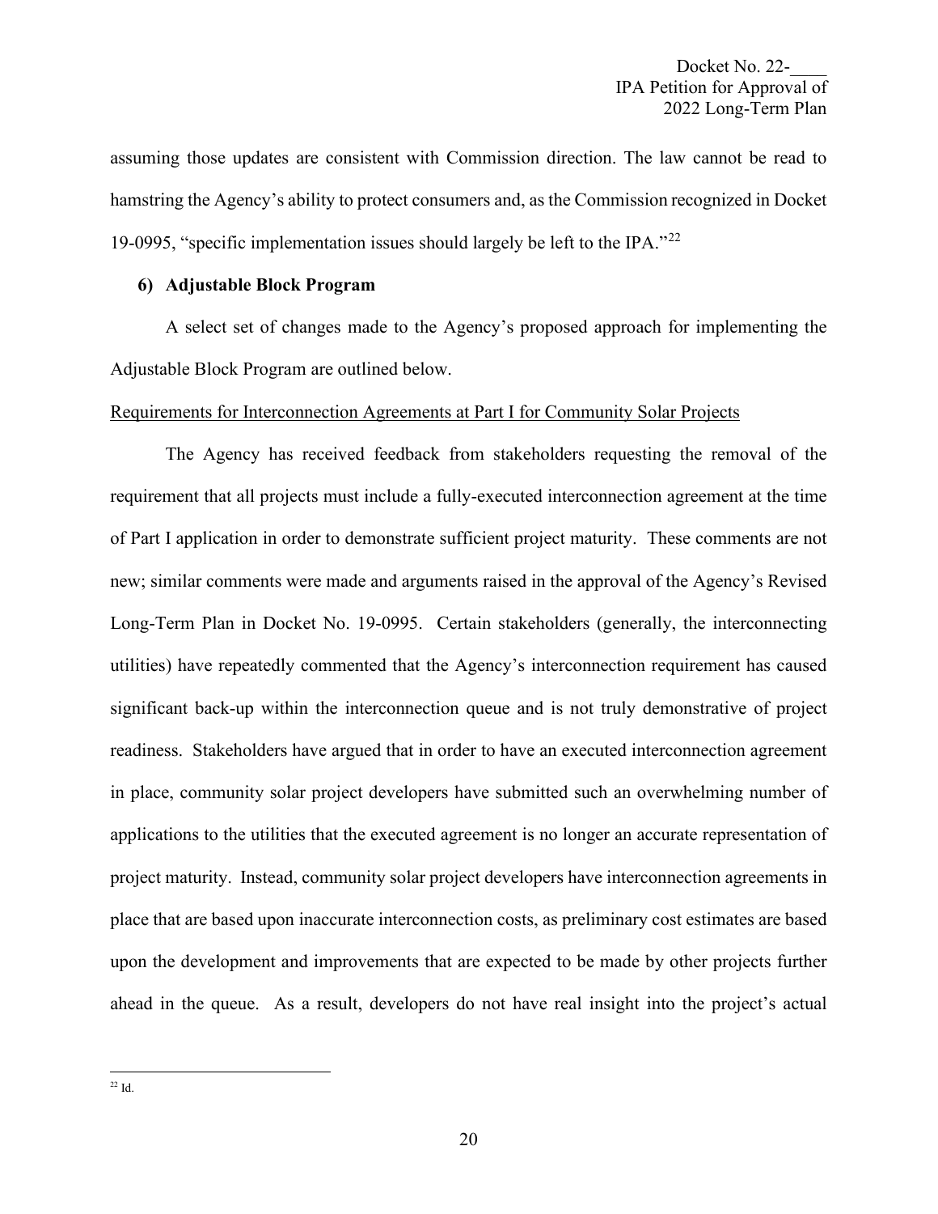assuming those updates are consistent with Commission direction. The law cannot be read to hamstring the Agency's ability to protect consumers and, as the Commission recognized in Docket 19-0995, "specific implementation issues should largely be left to the IPA."[22]

### 6) Adjustable Block Program

A select set of changes made to the Agency's proposed approach for implementing the Adjustable Block Program are outlined below.

Requirements for Interconnection Agreements at Part I for Community Solar Projects

The Agency has received feedback from stakeholders requesting the removal of the requirement that all projects must include a fully-executed interconnection agreement at the time of Part I application in order to demonstrate sufficient project maturity. These comments are not new; similar comments were made and arguments raised in the approval of the Agency's Revised Long-Term Plan in Docket No. 19-0995. Certain stakeholders (generally, the interconnecting utilities) have repeatedly commented that the Agency's interconnection requirement has caused significant back-up within the interconnection queue and is not truly demonstrative of project readiness. Stakeholders have argued that in order to have an executed interconnection agreement in place, community solar project developers have submitted such an overwhelming number of applications to the utilities that the executed agreement is no longer an accurate representation of project maturity. Instead, community solar project developers have interconnection agreements in place that are based upon inaccurate interconnection costs, as preliminary cost estimates are based upon the development and improvements that are expected to be made by other projects further ahead in the queue. As a result, developers do not have real insight into the project's actual

[22] Id.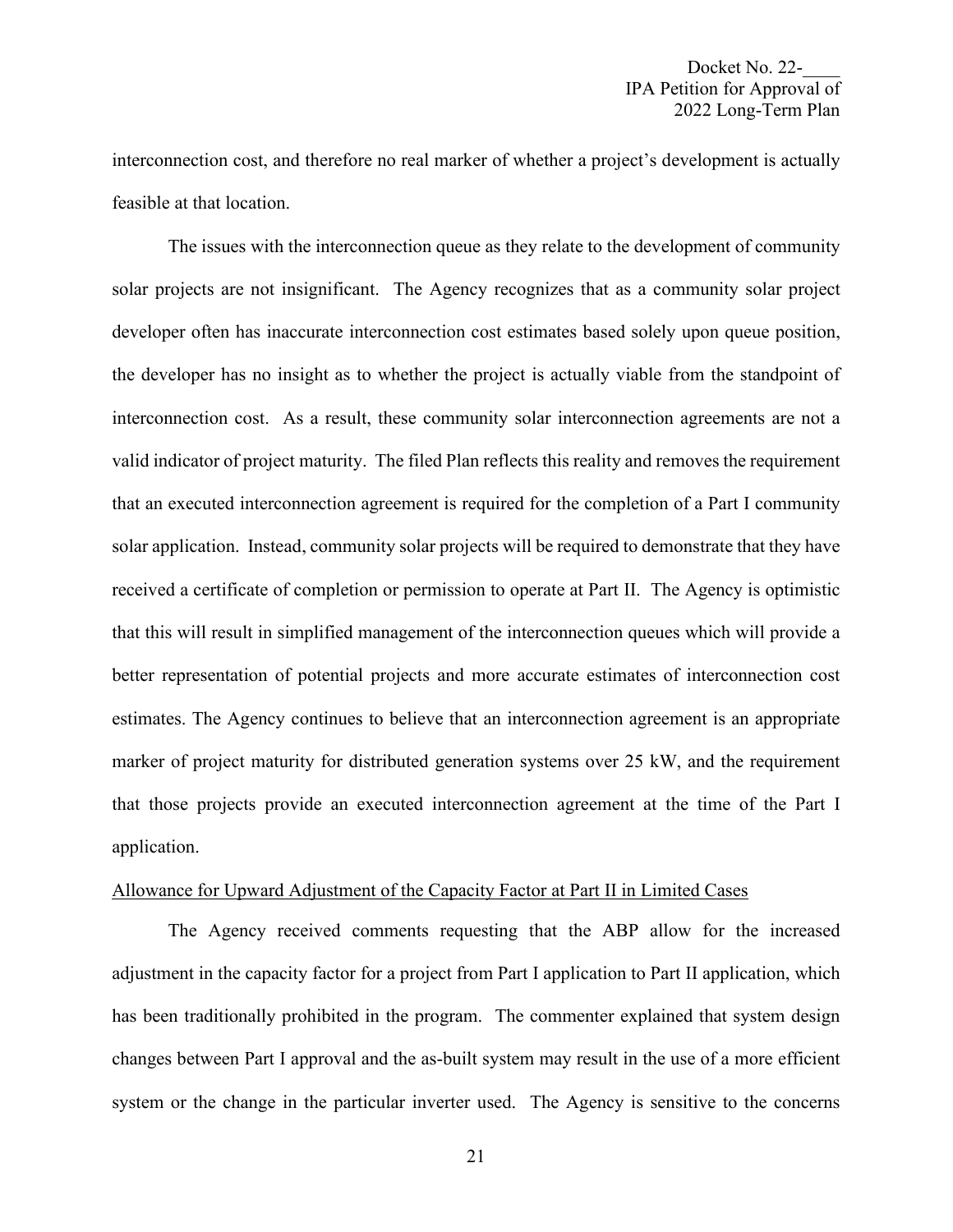interconnection cost, and therefore no real marker of whether a project's development is actually feasible at that location.

The issues with the interconnection queue as they relate to the development of community solar projects are not insignificant. The Agency recognizes that as a community solar project developer often has inaccurate interconnection cost estimates based solely upon queue position, the developer has no insight as to whether the project is actually viable from the standpoint of interconnection cost. As a result, these community solar interconnection agreements are not a valid indicator of project maturity. The filed Plan reflects this reality and removes the requirement that an executed interconnection agreement is required for the completion of a Part I community solar application. Instead, community solar projects will be required to demonstrate that they have received a certificate of completion or permission to operate at Part II. The Agency is optimistic that this will result in simplified management of the interconnection queues which will provide a better representation of potential projects and more accurate estimates of interconnection cost estimates. The Agency continues to believe that an interconnection agreement is an appropriate marker of project maturity for distributed generation systems over 25 kW, and the requirement that those projects provide an executed interconnection agreement at the time of the Part I application.

<u>Allowance for Upward Adjustment of the Capacity Factor at Part II in Limited Cases</u>

The Agency received comments requesting that the ABP allow for the increased adjustment in the capacity factor for a project from Part I application to Part II application, which has been traditionally prohibited in the program. The commenter explained that system design changes between Part I approval and the as-built system may result in the use of a more efficient system or the change in the particular inverter used. The Agency is sensitive to the concerns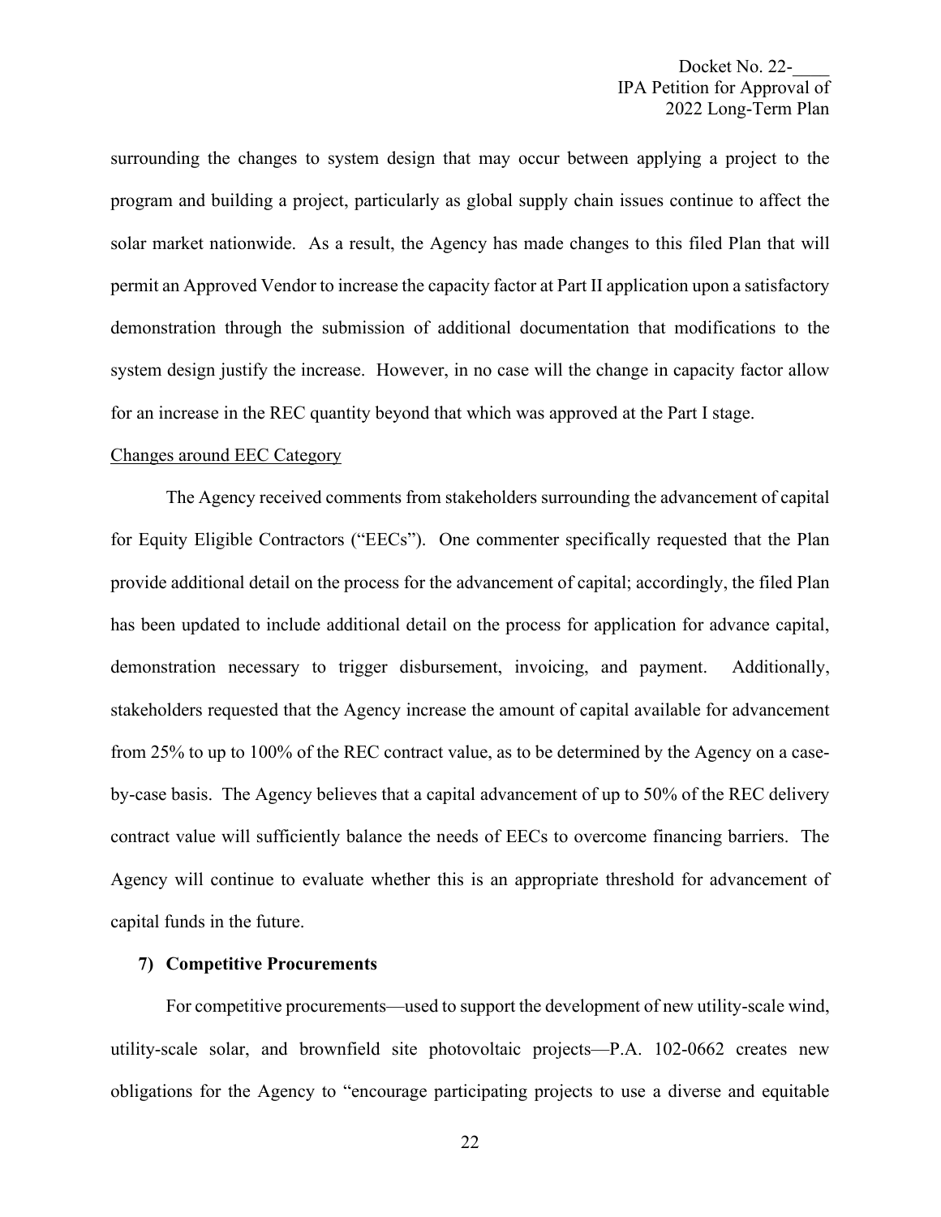surrounding the changes to system design that may occur between applying a project to the program and building a project, particularly as global supply chain issues continue to affect the solar market nationwide. As a result, the Agency has made changes to this filed Plan that will permit an Approved Vendor to increase the capacity factor at Part II application upon a satisfactory demonstration through the submission of additional documentation that modifications to the system design justify the increase. However, in no case will the change in capacity factor allow for an increase in the REC quantity beyond that which was approved at the Part I stage.

Changes around EEC Category

The Agency received comments from stakeholders surrounding the advancement of capital for Equity Eligible Contractors ("EECs"). One commenter specifically requested that the Plan provide additional detail on the process for the advancement of capital; accordingly, the filed Plan has been updated to include additional detail on the process for application for advance capital, demonstration necessary to trigger disbursement, invoicing, and payment. Additionally, stakeholders requested that the Agency increase the amount of capital available for advancement from 25% to up to 100% of the REC contract value, as to be determined by the Agency on a case-by-case basis. The Agency believes that a capital advancement of up to 50% of the REC delivery contract value will sufficiently balance the needs of EECs to overcome financing barriers. The Agency will continue to evaluate whether this is an appropriate threshold for advancement of capital funds in the future.

### 7) Competitive Procurements

For competitive procurements—used to support the development of new utility-scale wind, utility-scale solar, and brownfield site photovoltaic projects—P.A. 102-0662 creates new obligations for the Agency to "encourage participating projects to use a diverse and equitable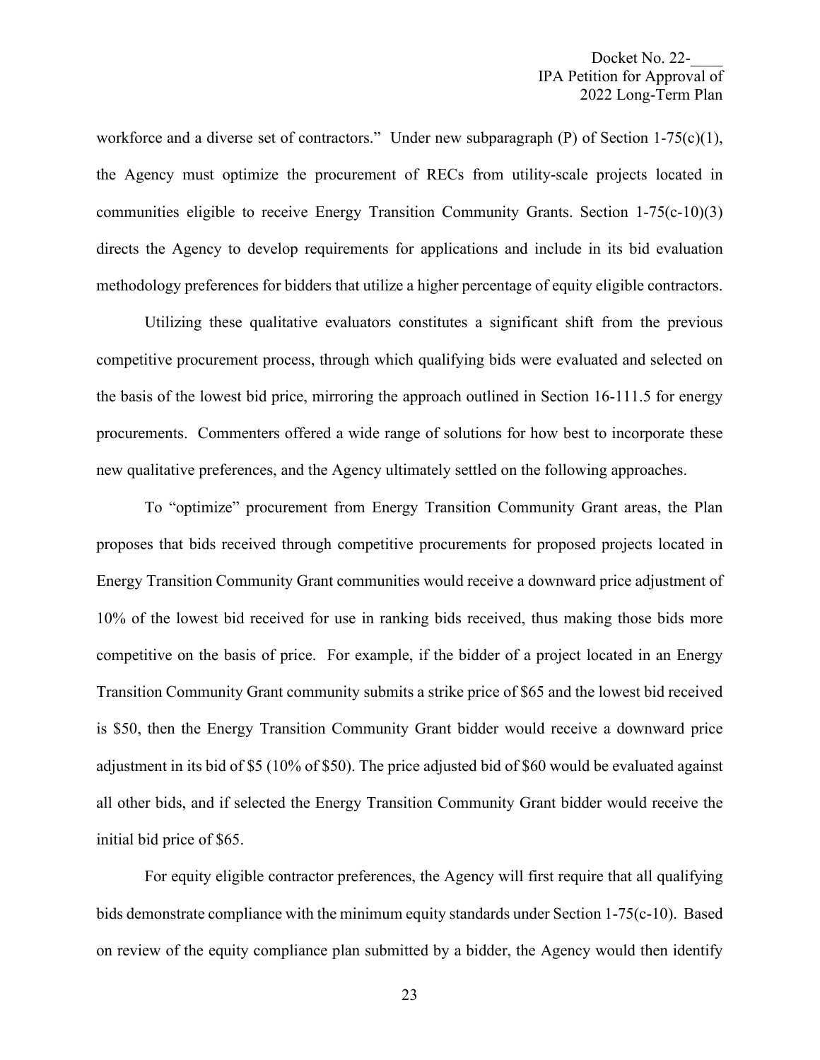workforce and a diverse set of contractors." Under new subparagraph (P) of Section 1-75(c)(1), the Agency must optimize the procurement of RECs from utility-scale projects located in communities eligible to receive Energy Transition Community Grants. Section 1-75(c-10)(3) directs the Agency to develop requirements for applications and include in its bid evaluation methodology preferences for bidders that utilize a higher percentage of equity eligible contractors.

Utilizing these qualitative evaluators constitutes a significant shift from the previous competitive procurement process, through which qualifying bids were evaluated and selected on the basis of the lowest bid price, mirroring the approach outlined in Section 16-111.5 for energy procurements. Commenters offered a wide range of solutions for how best to incorporate these new qualitative preferences, and the Agency ultimately settled on the following approaches.

To "optimize" procurement from Energy Transition Community Grant areas, the Plan proposes that bids received through competitive procurements for proposed projects located in Energy Transition Community Grant communities would receive a downward price adjustment of 10% of the lowest bid received for use in ranking bids received, thus making those bids more competitive on the basis of price. For example, if the bidder of a project located in an Energy Transition Community Grant community submits a strike price of $65 and the lowest bid received is $50, then the Energy Transition Community Grant bidder would receive a downward price adjustment in its bid of $5 (10% of $50). The price adjusted bid of $60 would be evaluated against all other bids, and if selected the Energy Transition Community Grant bidder would receive the initial bid price of $65.

For equity eligible contractor preferences, the Agency will first require that all qualifying bids demonstrate compliance with the minimum equity standards under Section 1-75(c-10). Based on review of the equity compliance plan submitted by a bidder, the Agency would then identify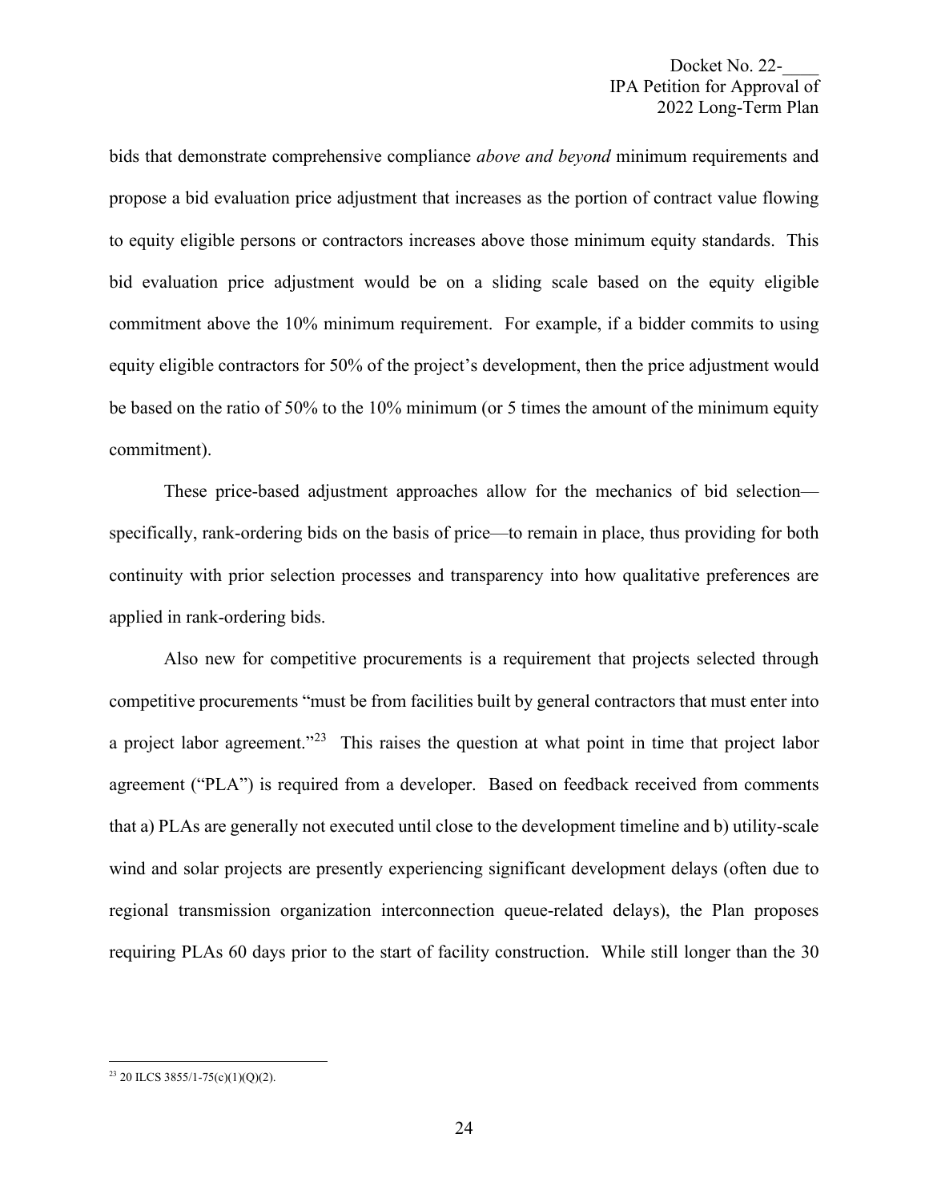bids that demonstrate comprehensive compliance *above and beyond* minimum requirements and propose a bid evaluation price adjustment that increases as the portion of contract value flowing to equity eligible persons or contractors increases above those minimum equity standards. This bid evaluation price adjustment would be on a sliding scale based on the equity eligible commitment above the 10% minimum requirement. For example, if a bidder commits to using equity eligible contractors for 50% of the project's development, then the price adjustment would be based on the ratio of 50% to the 10% minimum (or 5 times the amount of the minimum equity commitment).

These price-based adjustment approaches allow for the mechanics of bid selection—specifically, rank-ordering bids on the basis of price—to remain in place, thus providing for both continuity with prior selection processes and transparency into how qualitative preferences are applied in rank-ordering bids.

Also new for competitive procurements is a requirement that projects selected through competitive procurements "must be from facilities built by general contractors that must enter into a project labor agreement."[23] This raises the question at what point in time that project labor agreement ("PLA") is required from a developer. Based on feedback received from comments that a) PLAs are generally not executed until close to the development timeline and b) utility-scale wind and solar projects are presently experiencing significant development delays (often due to regional transmission organization interconnection queue-related delays), the Plan proposes requiring PLAs 60 days prior to the start of facility construction. While still longer than the 30

[23] 20 ILCS 3855/1-75(c)(1)(Q)(2).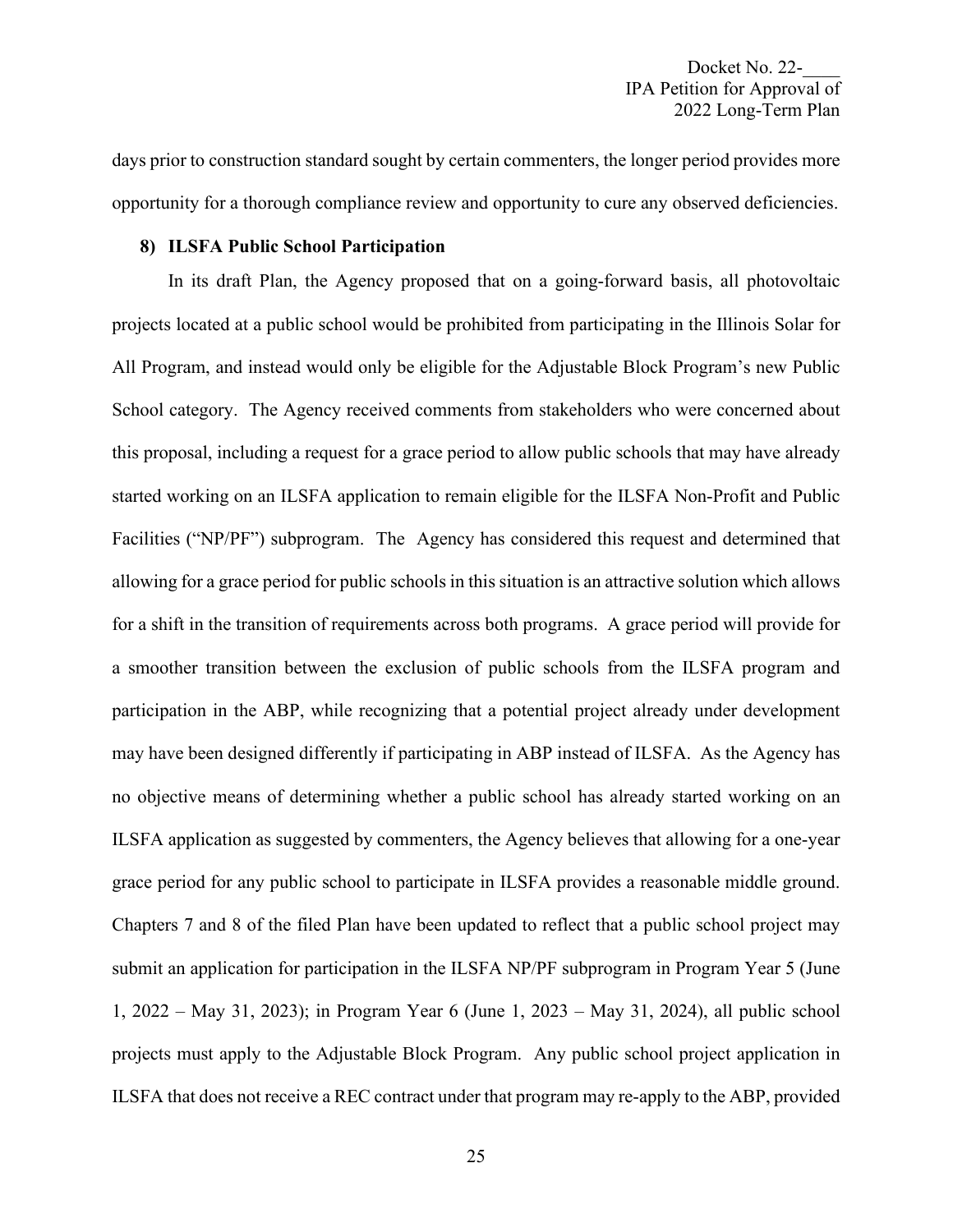days prior to construction standard sought by certain commenters, the longer period provides more opportunity for a thorough compliance review and opportunity to cure any observed deficiencies.

### 8) ILSFA Public School Participation

In its draft Plan, the Agency proposed that on a going-forward basis, all photovoltaic projects located at a public school would be prohibited from participating in the Illinois Solar for All Program, and instead would only be eligible for the Adjustable Block Program's new Public School category. The Agency received comments from stakeholders who were concerned about this proposal, including a request for a grace period to allow public schools that may have already started working on an ILSFA application to remain eligible for the ILSFA Non-Profit and Public Facilities ("NP/PF") subprogram. The Agency has considered this request and determined that allowing for a grace period for public schools in this situation is an attractive solution which allows for a shift in the transition of requirements across both programs. A grace period will provide for a smoother transition between the exclusion of public schools from the ILSFA program and participation in the ABP, while recognizing that a potential project already under development may have been designed differently if participating in ABP instead of ILSFA. As the Agency has no objective means of determining whether a public school has already started working on an ILSFA application as suggested by commenters, the Agency believes that allowing for a one-year grace period for any public school to participate in ILSFA provides a reasonable middle ground. Chapters 7 and 8 of the filed Plan have been updated to reflect that a public school project may submit an application for participation in the ILSFA NP/PF subprogram in Program Year 5 (June 1, 2022 – May 31, 2023); in Program Year 6 (June 1, 2023 – May 31, 2024), all public school projects must apply to the Adjustable Block Program. Any public school project application in ILSFA that does not receive a REC contract under that program may re-apply to the ABP, provided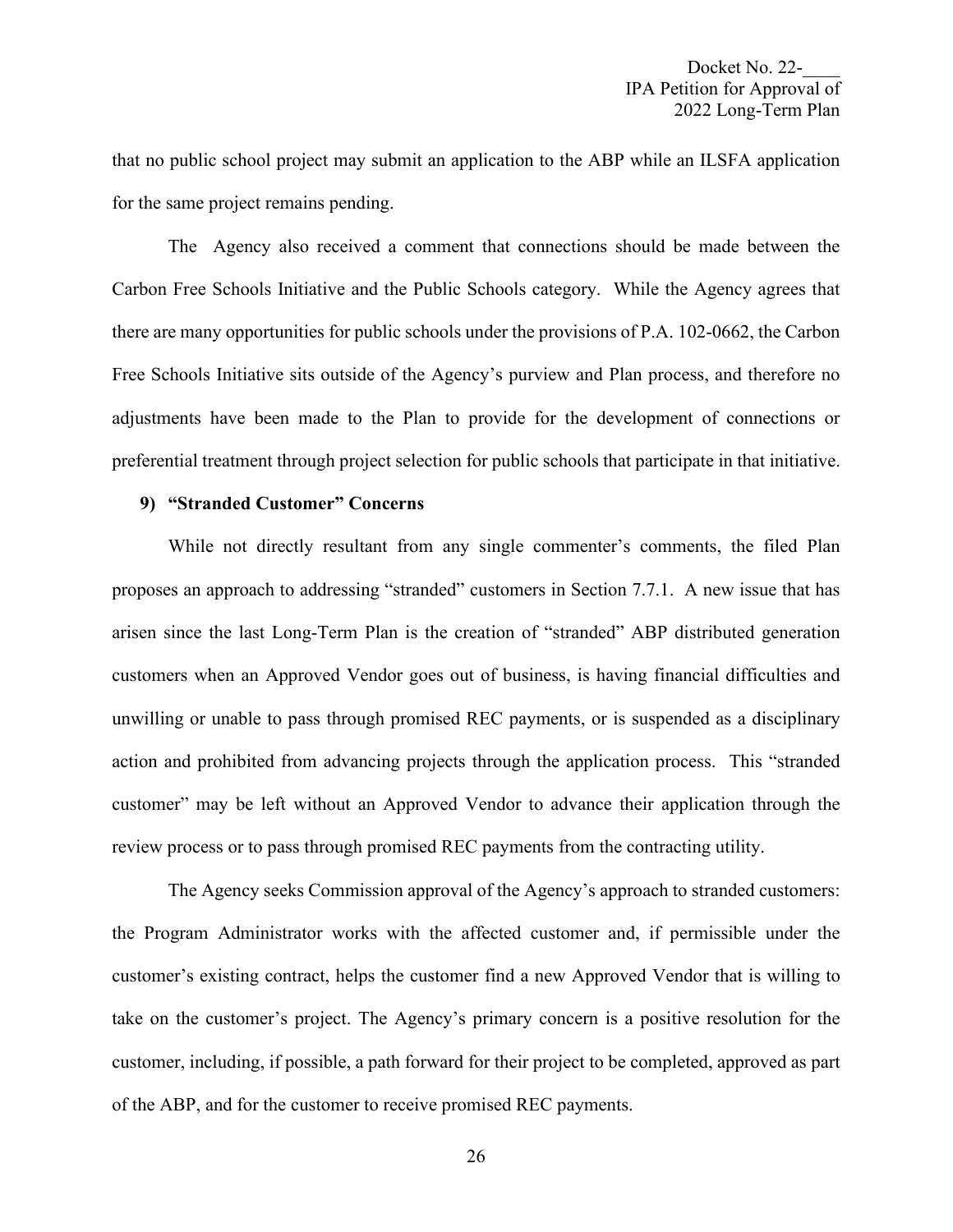that no public school project may submit an application to the ABP while an ILSFA application for the same project remains pending.

The Agency also received a comment that connections should be made between the Carbon Free Schools Initiative and the Public Schools category. While the Agency agrees that there are many opportunities for public schools under the provisions of P.A. 102-0662, the Carbon Free Schools Initiative sits outside of the Agency's purview and Plan process, and therefore no adjustments have been made to the Plan to provide for the development of connections or preferential treatment through project selection for public schools that participate in that initiative.

### 9) "Stranded Customer" Concerns

While not directly resultant from any single commenter's comments, the filed Plan proposes an approach to addressing "stranded" customers in Section 7.7.1. A new issue that has arisen since the last Long-Term Plan is the creation of "stranded" ABP distributed generation customers when an Approved Vendor goes out of business, is having financial difficulties and unwilling or unable to pass through promised REC payments, or is suspended as a disciplinary action and prohibited from advancing projects through the application process. This "stranded customer" may be left without an Approved Vendor to advance their application through the review process or to pass through promised REC payments from the contracting utility.

The Agency seeks Commission approval of the Agency's approach to stranded customers: the Program Administrator works with the affected customer and, if permissible under the customer's existing contract, helps the customer find a new Approved Vendor that is willing to take on the customer's project. The Agency's primary concern is a positive resolution for the customer, including, if possible, a path forward for their project to be completed, approved as part of the ABP, and for the customer to receive promised REC payments.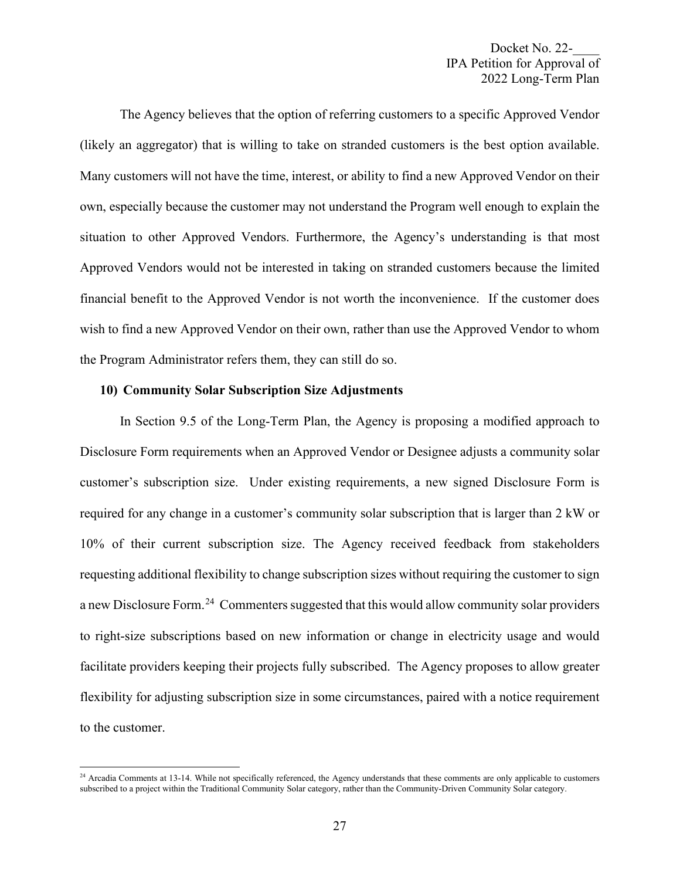The Agency believes that the option of referring customers to a specific Approved Vendor (likely an aggregator) that is willing to take on stranded customers is the best option available. Many customers will not have the time, interest, or ability to find a new Approved Vendor on their own, especially because the customer may not understand the Program well enough to explain the situation to other Approved Vendors. Furthermore, the Agency's understanding is that most Approved Vendors would not be interested in taking on stranded customers because the limited financial benefit to the Approved Vendor is not worth the inconvenience. If the customer does wish to find a new Approved Vendor on their own, rather than use the Approved Vendor to whom the Program Administrator refers them, they can still do so.

### 10) Community Solar Subscription Size Adjustments

In Section 9.5 of the Long-Term Plan, the Agency is proposing a modified approach to Disclosure Form requirements when an Approved Vendor or Designee adjusts a community solar customer's subscription size. Under existing requirements, a new signed Disclosure Form is required for any change in a customer's community solar subscription that is larger than 2 kW or 10% of their current subscription size. The Agency received feedback from stakeholders requesting additional flexibility to change subscription sizes without requiring the customer to sign a new Disclosure Form.[24] Commenters suggested that this would allow community solar providers to right-size subscriptions based on new information or change in electricity usage and would facilitate providers keeping their projects fully subscribed. The Agency proposes to allow greater flexibility for adjusting subscription size in some circumstances, paired with a notice requirement to the customer.

---

[24] Arcadia Comments at 13-14. While not specifically referenced, the Agency understands that these comments are only applicable to customers subscribed to a project within the Traditional Community Solar category, rather than the Community-Driven Community Solar category.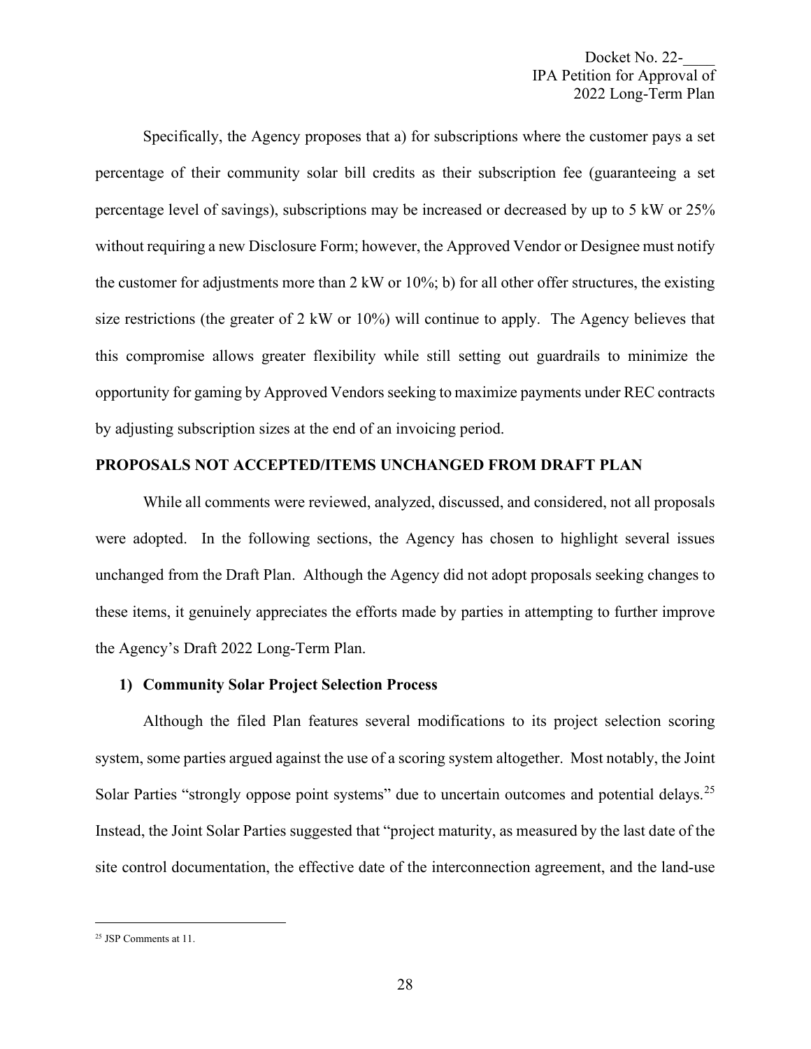Specifically, the Agency proposes that a) for subscriptions where the customer pays a set percentage of their community solar bill credits as their subscription fee (guaranteeing a set percentage level of savings), subscriptions may be increased or decreased by up to 5 kW or 25% without requiring a new Disclosure Form; however, the Approved Vendor or Designee must notify the customer for adjustments more than 2 kW or 10%; b) for all other offer structures, the existing size restrictions (the greater of 2 kW or 10%) will continue to apply. The Agency believes that this compromise allows greater flexibility while still setting out guardrails to minimize the opportunity for gaming by Approved Vendors seeking to maximize payments under REC contracts by adjusting subscription sizes at the end of an invoicing period.

## PROPOSALS NOT ACCEPTED/ITEMS UNCHANGED FROM DRAFT PLAN

While all comments were reviewed, analyzed, discussed, and considered, not all proposals were adopted. In the following sections, the Agency has chosen to highlight several issues unchanged from the Draft Plan. Although the Agency did not adopt proposals seeking changes to these items, it genuinely appreciates the efforts made by parties in attempting to further improve the Agency's Draft 2022 Long-Term Plan.

### 1) Community Solar Project Selection Process

Although the filed Plan features several modifications to its project selection scoring system, some parties argued against the use of a scoring system altogether. Most notably, the Joint Solar Parties "strongly oppose point systems" due to uncertain outcomes and potential delays.[25] Instead, the Joint Solar Parties suggested that "project maturity, as measured by the last date of the site control documentation, the effective date of the interconnection agreement, and the land-use

[25] JSP Comments at 11.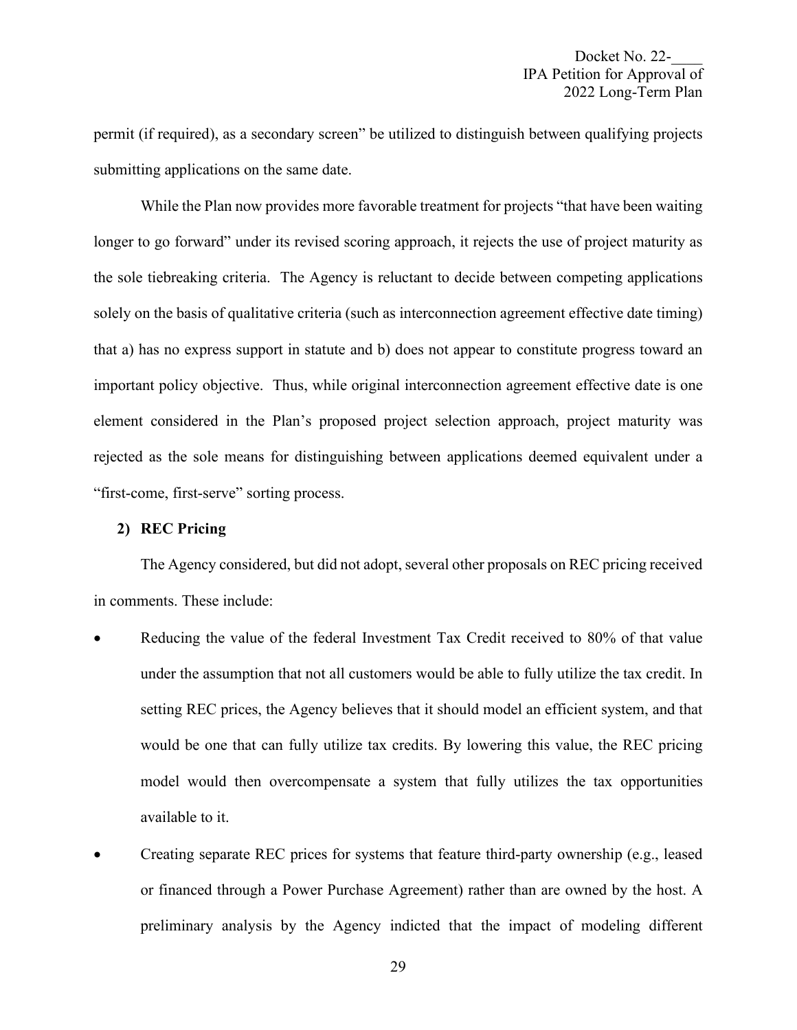permit (if required), as a secondary screen" be utilized to distinguish between qualifying projects submitting applications on the same date.

While the Plan now provides more favorable treatment for projects "that have been waiting longer to go forward" under its revised scoring approach, it rejects the use of project maturity as the sole tiebreaking criteria. The Agency is reluctant to decide between competing applications solely on the basis of qualitative criteria (such as interconnection agreement effective date timing) that a) has no express support in statute and b) does not appear to constitute progress toward an important policy objective. Thus, while original interconnection agreement effective date is one element considered in the Plan's proposed project selection approach, project maturity was rejected as the sole means for distinguishing between applications deemed equivalent under a "first-come, first-serve" sorting process.

**2) REC Pricing**

The Agency considered, but did not adopt, several other proposals on REC pricing received in comments. These include:

- Reducing the value of the federal Investment Tax Credit received to 80% of that value under the assumption that not all customers would be able to fully utilize the tax credit. In setting REC prices, the Agency believes that it should model an efficient system, and that would be one that can fully utilize tax credits. By lowering this value, the REC pricing model would then overcompensate a system that fully utilizes the tax opportunities available to it.
- Creating separate REC prices for systems that feature third-party ownership (e.g., leased or financed through a Power Purchase Agreement) rather than are owned by the host. A preliminary analysis by the Agency indicted that the impact of modeling different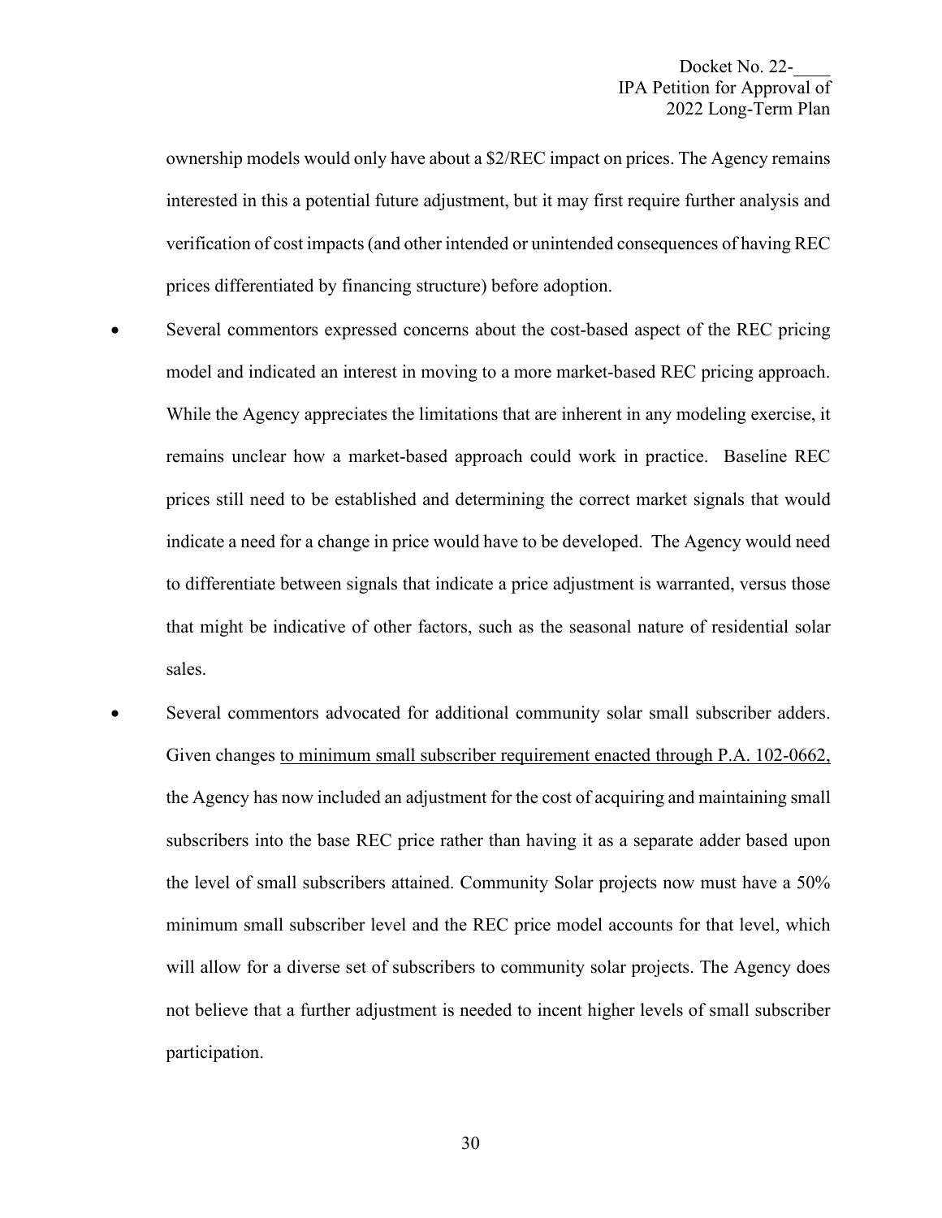ownership models would only have about a $2/REC impact on prices. The Agency remains interested in this a potential future adjustment, but it may first require further analysis and verification of cost impacts (and other intended or unintended consequences of having REC prices differentiated by financing structure) before adoption.

- Several commentors expressed concerns about the cost-based aspect of the REC pricing model and indicated an interest in moving to a more market-based REC pricing approach. While the Agency appreciates the limitations that are inherent in any modeling exercise, it remains unclear how a market-based approach could work in practice. Baseline REC prices still need to be established and determining the correct market signals that would indicate a need for a change in price would have to be developed. The Agency would need to differentiate between signals that indicate a price adjustment is warranted, versus those that might be indicative of other factors, such as the seasonal nature of residential solar sales.
- Several commentors advocated for additional community solar small subscriber adders. Given changes <u>to minimum small subscriber requirement enacted through P.A. 102-0662,</u> the Agency has now included an adjustment for the cost of acquiring and maintaining small subscribers into the base REC price rather than having it as a separate adder based upon the level of small subscribers attained. Community Solar projects now must have a 50% minimum small subscriber level and the REC price model accounts for that level, which will allow for a diverse set of subscribers to community solar projects. The Agency does not believe that a further adjustment is needed to incent higher levels of small subscriber participation.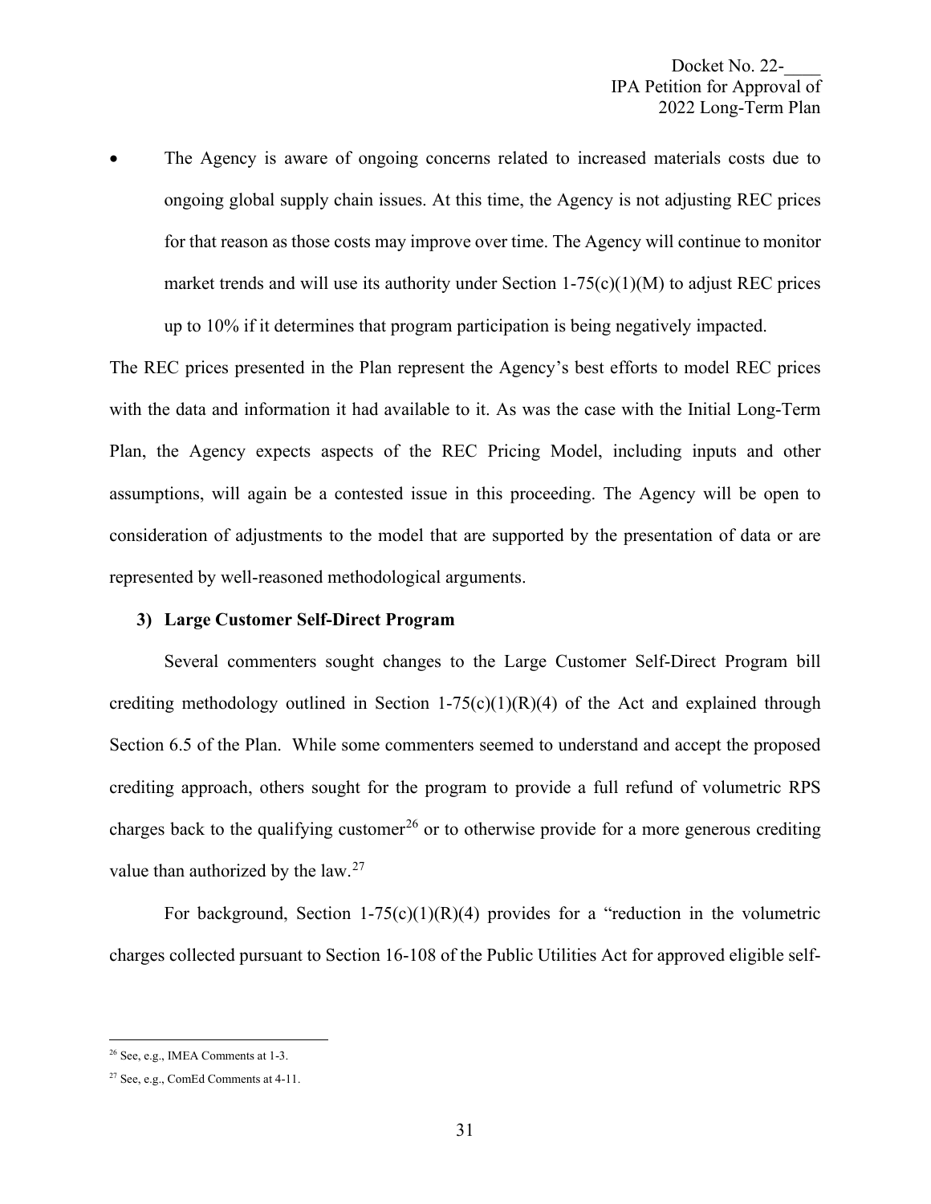- The Agency is aware of ongoing concerns related to increased materials costs due to ongoing global supply chain issues. At this time, the Agency is not adjusting REC prices for that reason as those costs may improve over time. The Agency will continue to monitor market trends and will use its authority under Section 1-75(c)(1)(M) to adjust REC prices up to 10% if it determines that program participation is being negatively impacted.

The REC prices presented in the Plan represent the Agency's best efforts to model REC prices with the data and information it had available to it. As was the case with the Initial Long-Term Plan, the Agency expects aspects of the REC Pricing Model, including inputs and other assumptions, will again be a contested issue in this proceeding. The Agency will be open to consideration of adjustments to the model that are supported by the presentation of data or are represented by well-reasoned methodological arguments.

### 3) Large Customer Self-Direct Program

Several commenters sought changes to the Large Customer Self-Direct Program bill crediting methodology outlined in Section 1-75(c)(1)(R)(4) of the Act and explained through Section 6.5 of the Plan. While some commenters seemed to understand and accept the proposed crediting approach, others sought for the program to provide a full refund of volumetric RPS charges back to the qualifying customer[26] or to otherwise provide for a more generous crediting value than authorized by the law.[27]

For background, Section 1-75(c)(1)(R)(4) provides for a "reduction in the volumetric charges collected pursuant to Section 16-108 of the Public Utilities Act for approved eligible self-

---

[26] See, e.g., IMEA Comments at 1-3.

[27] See, e.g., ComEd Comments at 4-11.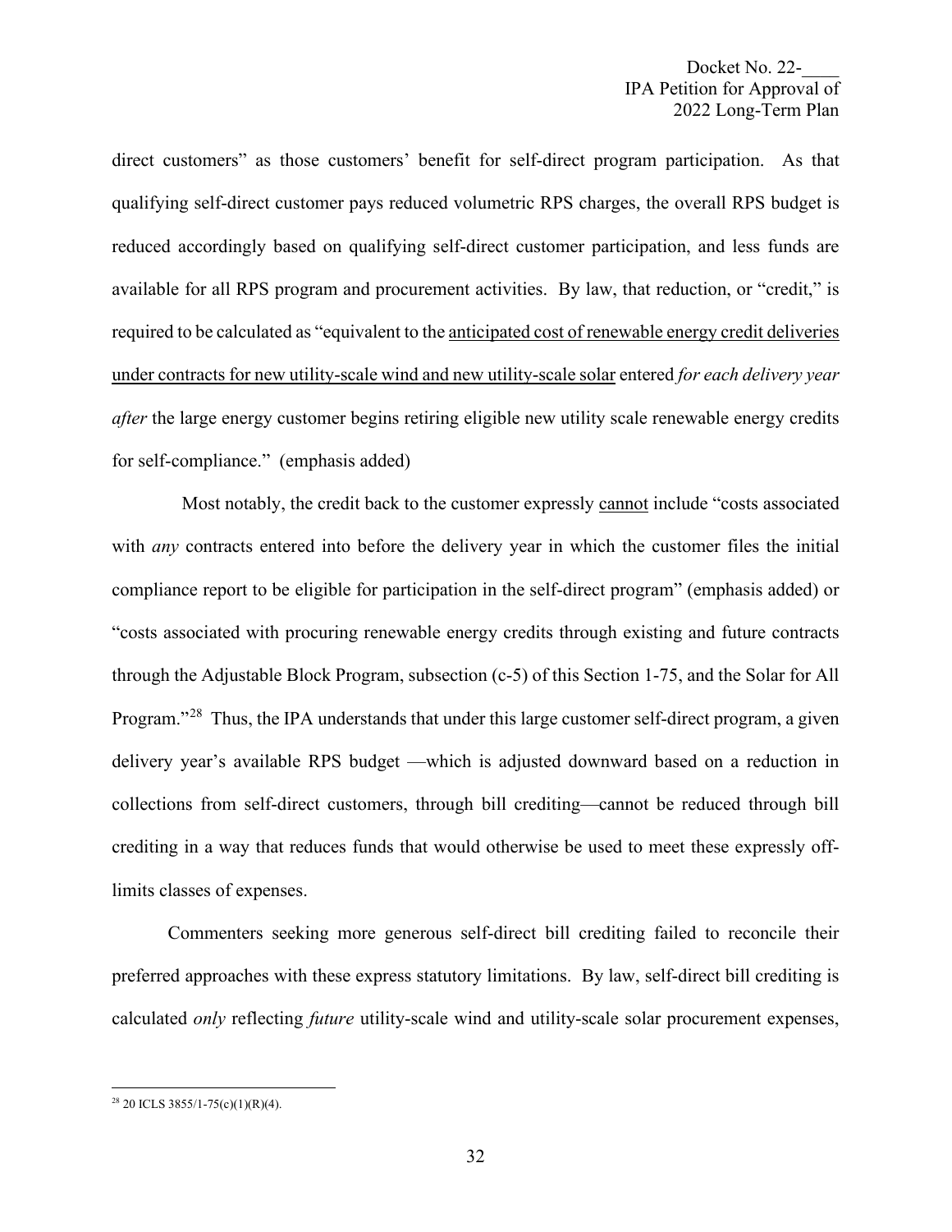direct customers" as those customers' benefit for self-direct program participation. As that qualifying self-direct customer pays reduced volumetric RPS charges, the overall RPS budget is reduced accordingly based on qualifying self-direct customer participation, and less funds are available for all RPS program and procurement activities. By law, that reduction, or "credit," is required to be calculated as "equivalent to the <u>anticipated cost of renewable energy credit deliveries under contracts for new utility-scale wind and new utility-scale solar</u> entered *for each delivery year after* the large energy customer begins retiring eligible new utility scale renewable energy credits for self-compliance." (emphasis added)

Most notably, the credit back to the customer expressly <u>cannot</u> include "costs associated with *any* contracts entered into before the delivery year in which the customer files the initial compliance report to be eligible for participation in the self-direct program" (emphasis added) or "costs associated with procuring renewable energy credits through existing and future contracts through the Adjustable Block Program, subsection (c-5) of this Section 1-75, and the Solar for All Program."[28] Thus, the IPA understands that under this large customer self-direct program, a given delivery year's available RPS budget —which is adjusted downward based on a reduction in collections from self-direct customers, through bill crediting—cannot be reduced through bill crediting in a way that reduces funds that would otherwise be used to meet these expressly off-limits classes of expenses.

Commenters seeking more generous self-direct bill crediting failed to reconcile their preferred approaches with these express statutory limitations. By law, self-direct bill crediting is calculated *only* reflecting *future* utility-scale wind and utility-scale solar procurement expenses,

---

[28] 20 ICLS 3855/1-75(c)(1)(R)(4).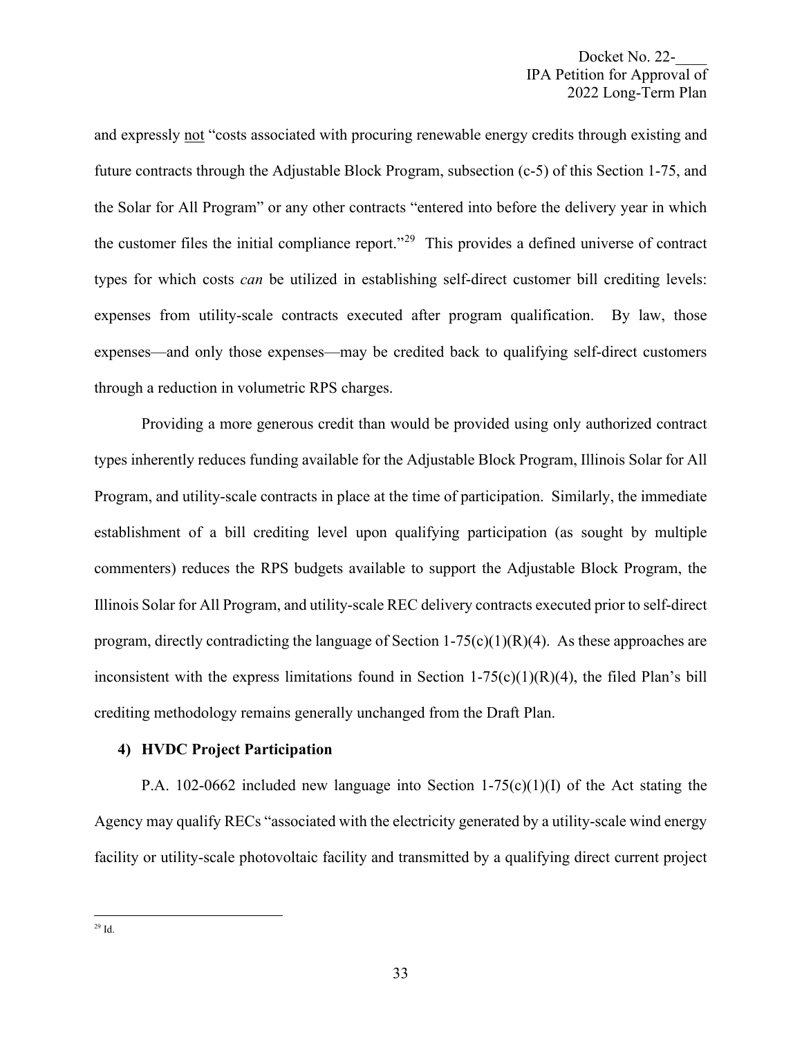and expressly <u>not</u> "costs associated with procuring renewable energy credits through existing and future contracts through the Adjustable Block Program, subsection (c-5) of this Section 1-75, and the Solar for All Program" or any other contracts "entered into before the delivery year in which the customer files the initial compliance report."[29] This provides a defined universe of contract types for which costs *can* be utilized in establishing self-direct customer bill crediting levels: expenses from utility-scale contracts executed after program qualification. By law, those expenses—and only those expenses—may be credited back to qualifying self-direct customers through a reduction in volumetric RPS charges.

Providing a more generous credit than would be provided using only authorized contract types inherently reduces funding available for the Adjustable Block Program, Illinois Solar for All Program, and utility-scale contracts in place at the time of participation. Similarly, the immediate establishment of a bill crediting level upon qualifying participation (as sought by multiple commenters) reduces the RPS budgets available to support the Adjustable Block Program, the Illinois Solar for All Program, and utility-scale REC delivery contracts executed prior to self-direct program, directly contradicting the language of Section 1-75(c)(1)(R)(4). As these approaches are inconsistent with the express limitations found in Section 1-75(c)(1)(R)(4), the filed Plan's bill crediting methodology remains generally unchanged from the Draft Plan.

#### 4) HVDC Project Participation

P.A. 102-0662 included new language into Section 1-75(c)(1)(I) of the Act stating the Agency may qualify RECs "associated with the electricity generated by a utility-scale wind energy facility or utility-scale photovoltaic facility and transmitted by a qualifying direct current project

---

[29] Id.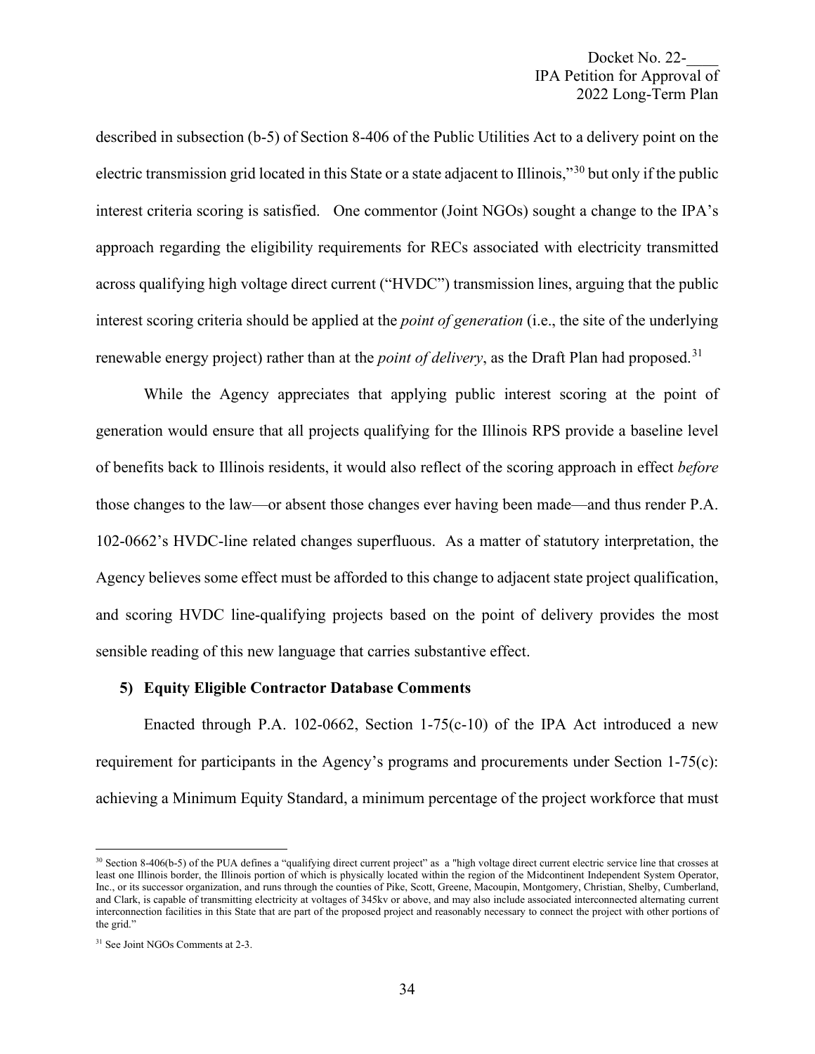described in subsection (b-5) of Section 8-406 of the Public Utilities Act to a delivery point on the electric transmission grid located in this State or a state adjacent to Illinois,"[30] but only if the public interest criteria scoring is satisfied. One commentor (Joint NGOs) sought a change to the IPA's approach regarding the eligibility requirements for RECs associated with electricity transmitted across qualifying high voltage direct current ("HVDC") transmission lines, arguing that the public interest scoring criteria should be applied at the *point of generation* (i.e., the site of the underlying renewable energy project) rather than at the *point of delivery*, as the Draft Plan had proposed.[31]

While the Agency appreciates that applying public interest scoring at the point of generation would ensure that all projects qualifying for the Illinois RPS provide a baseline level of benefits back to Illinois residents, it would also reflect of the scoring approach in effect *before* those changes to the law—or absent those changes ever having been made—and thus render P.A. 102-0662's HVDC-line related changes superfluous. As a matter of statutory interpretation, the Agency believes some effect must be afforded to this change to adjacent state project qualification, and scoring HVDC line-qualifying projects based on the point of delivery provides the most sensible reading of this new language that carries substantive effect.

**5) Equity Eligible Contractor Database Comments**

Enacted through P.A. 102-0662, Section 1-75(c-10) of the IPA Act introduced a new requirement for participants in the Agency's programs and procurements under Section 1-75(c): achieving a Minimum Equity Standard, a minimum percentage of the project workforce that must

---

[30] Section 8-406(b-5) of the PUA defines a "qualifying direct current project" as a "high voltage direct current electric service line that crosses at least one Illinois border, the Illinois portion of which is physically located within the region of the Midcontinent Independent System Operator, Inc., or its successor organization, and runs through the counties of Pike, Scott, Greene, Macoupin, Montgomery, Christian, Shelby, Cumberland, and Clark, is capable of transmitting electricity at voltages of 345kv or above, and may also include associated interconnected alternating current interconnection facilities in this State that are part of the proposed project and reasonably necessary to connect the project with other portions of the grid."

[31] See Joint NGOs Comments at 2-3.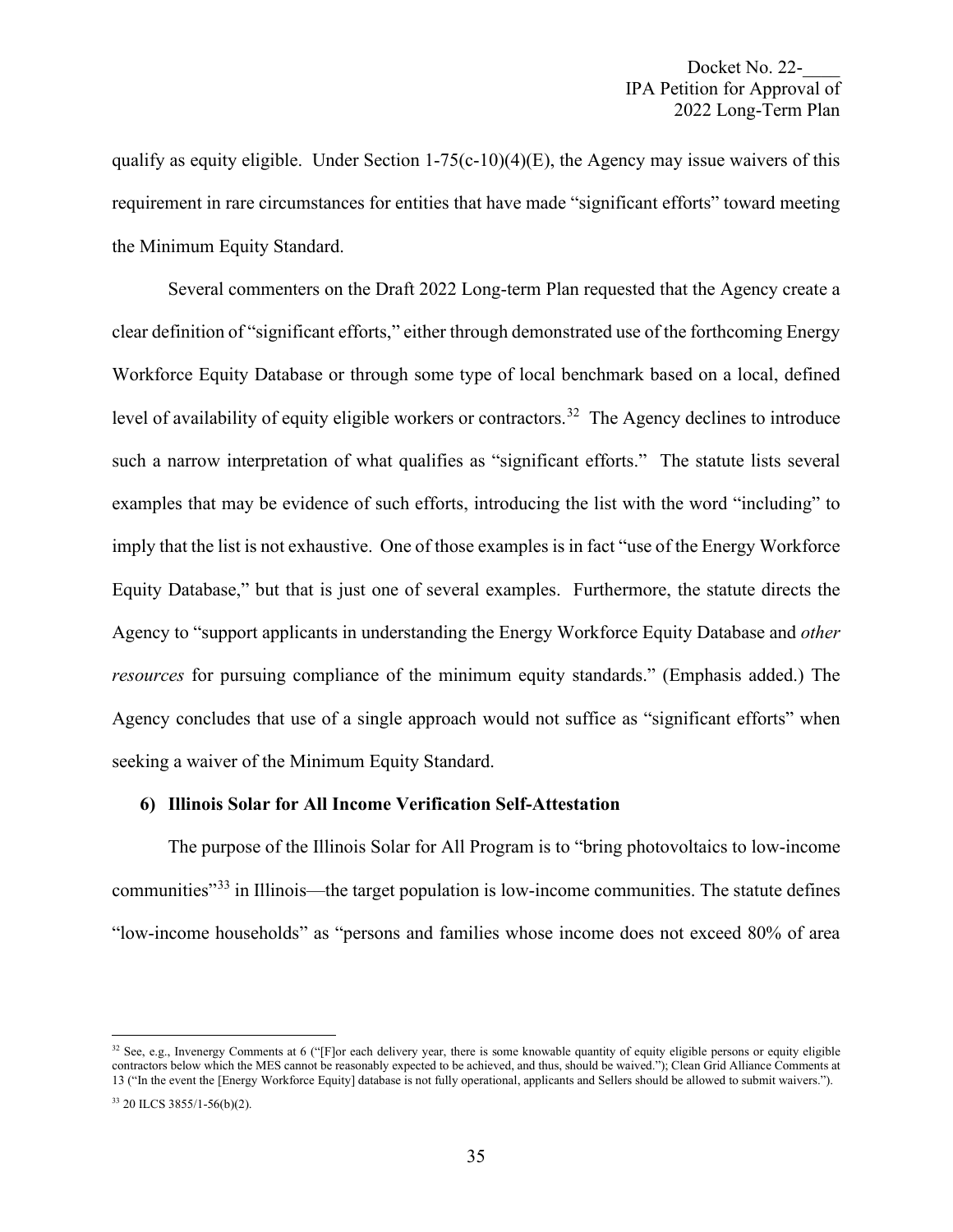qualify as equity eligible. Under Section 1-75(c-10)(4)(E), the Agency may issue waivers of this requirement in rare circumstances for entities that have made "significant efforts" toward meeting the Minimum Equity Standard.

Several commenters on the Draft 2022 Long-term Plan requested that the Agency create a clear definition of "significant efforts," either through demonstrated use of the forthcoming Energy Workforce Equity Database or through some type of local benchmark based on a local, defined level of availability of equity eligible workers or contractors.[32] The Agency declines to introduce such a narrow interpretation of what qualifies as "significant efforts." The statute lists several examples that may be evidence of such efforts, introducing the list with the word "including" to imply that the list is not exhaustive. One of those examples is in fact "use of the Energy Workforce Equity Database," but that is just one of several examples. Furthermore, the statute directs the Agency to "support applicants in understanding the Energy Workforce Equity Database and *other resources* for pursuing compliance of the minimum equity standards." (Emphasis added.) The Agency concludes that use of a single approach would not suffice as "significant efforts" when seeking a waiver of the Minimum Equity Standard.

**6) Illinois Solar for All Income Verification Self-Attestation**

The purpose of the Illinois Solar for All Program is to "bring photovoltaics to low-income communities"[33] in Illinois—the target population is low-income communities. The statute defines "low-income households" as "persons and families whose income does not exceed 80% of area

---

[32] See, e.g., Invenergy Comments at 6 ("[F]or each delivery year, there is some knowable quantity of equity eligible persons or equity eligible contractors below which the MES cannot be reasonably expected to be achieved, and thus, should be waived."); Clean Grid Alliance Comments at 13 ("In the event the [Energy Workforce Equity] database is not fully operational, applicants and Sellers should be allowed to submit waivers.").

[33] 20 ILCS 3855/1-56(b)(2).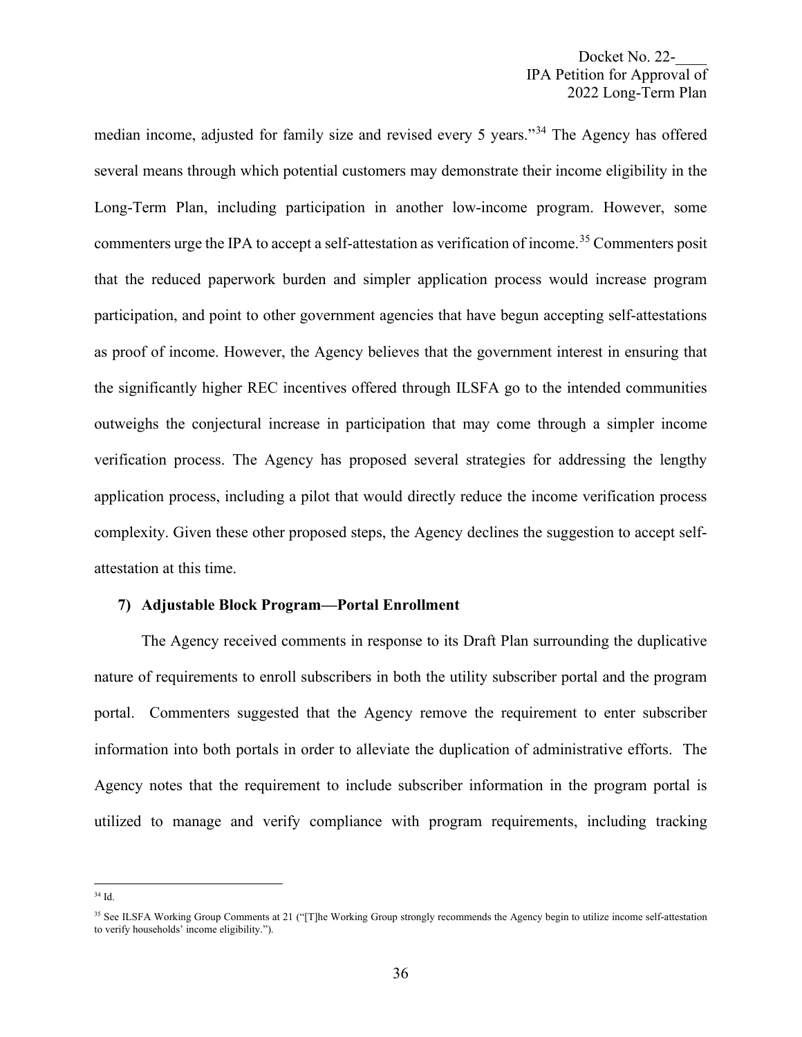median income, adjusted for family size and revised every 5 years."[34] The Agency has offered several means through which potential customers may demonstrate their income eligibility in the Long-Term Plan, including participation in another low-income program. However, some commenters urge the IPA to accept a self-attestation as verification of income.[35] Commenters posit that the reduced paperwork burden and simpler application process would increase program participation, and point to other government agencies that have begun accepting self-attestations as proof of income. However, the Agency believes that the government interest in ensuring that the significantly higher REC incentives offered through ILSFA go to the intended communities outweighs the conjectural increase in participation that may come through a simpler income verification process. The Agency has proposed several strategies for addressing the lengthy application process, including a pilot that would directly reduce the income verification process complexity. Given these other proposed steps, the Agency declines the suggestion to accept self-attestation at this time.

**7) Adjustable Block Program—Portal Enrollment**

The Agency received comments in response to its Draft Plan surrounding the duplicative nature of requirements to enroll subscribers in both the utility subscriber portal and the program portal. Commenters suggested that the Agency remove the requirement to enter subscriber information into both portals in order to alleviate the duplication of administrative efforts. The Agency notes that the requirement to include subscriber information in the program portal is utilized to manage and verify compliance with program requirements, including tracking

---

[34] Id.

[35] See ILSFA Working Group Comments at 21 ("[T]he Working Group strongly recommends the Agency begin to utilize income self-attestation to verify households' income eligibility.").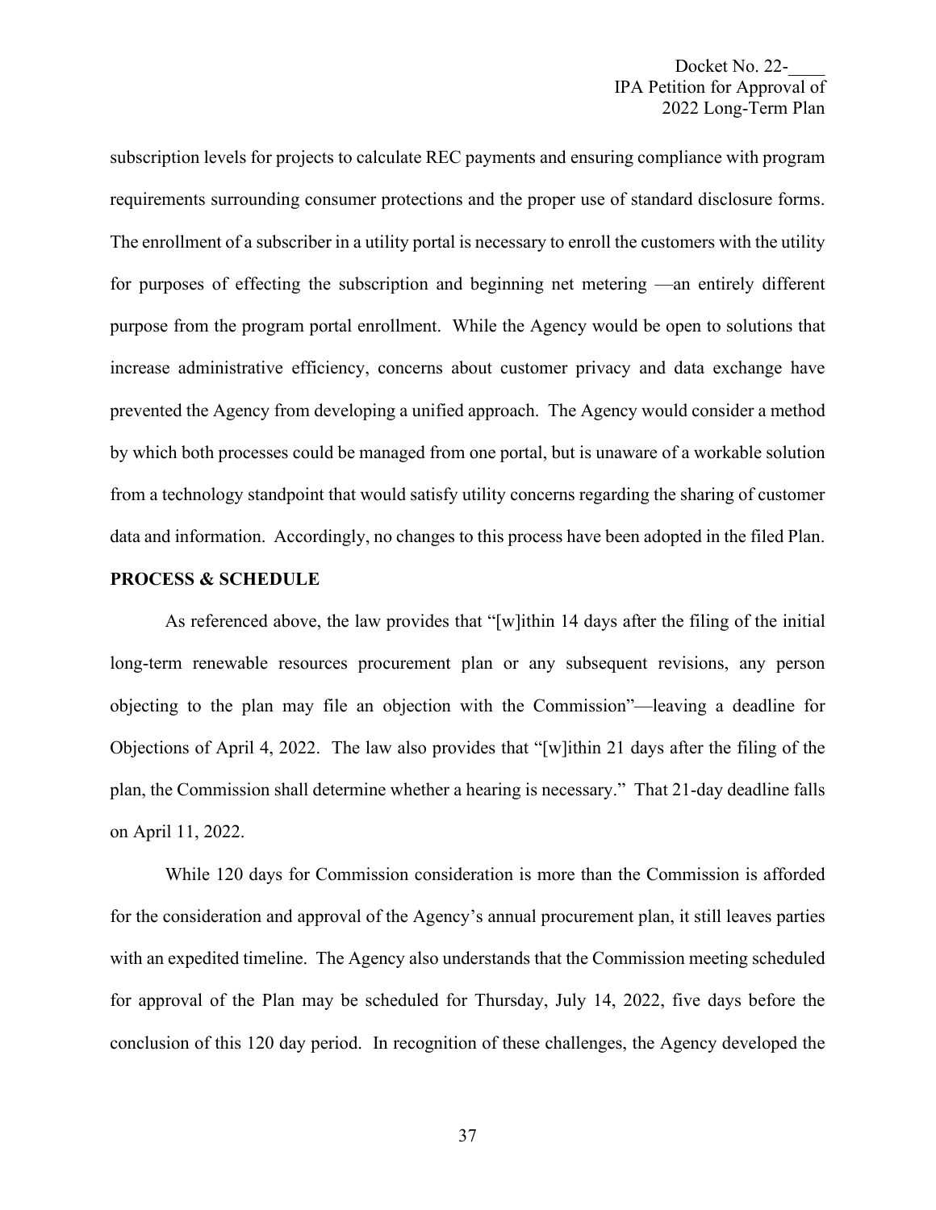subscription levels for projects to calculate REC payments and ensuring compliance with program requirements surrounding consumer protections and the proper use of standard disclosure forms. The enrollment of a subscriber in a utility portal is necessary to enroll the customers with the utility for purposes of effecting the subscription and beginning net metering —an entirely different purpose from the program portal enrollment. While the Agency would be open to solutions that increase administrative efficiency, concerns about customer privacy and data exchange have prevented the Agency from developing a unified approach. The Agency would consider a method by which both processes could be managed from one portal, but is unaware of a workable solution from a technology standpoint that would satisfy utility concerns regarding the sharing of customer data and information. Accordingly, no changes to this process have been adopted in the filed Plan.

**PROCESS & SCHEDULE**

As referenced above, the law provides that "[w]ithin 14 days after the filing of the initial long-term renewable resources procurement plan or any subsequent revisions, any person objecting to the plan may file an objection with the Commission"—leaving a deadline for Objections of April 4, 2022. The law also provides that "[w]ithin 21 days after the filing of the plan, the Commission shall determine whether a hearing is necessary." That 21-day deadline falls on April 11, 2022.

While 120 days for Commission consideration is more than the Commission is afforded for the consideration and approval of the Agency's annual procurement plan, it still leaves parties with an expedited timeline. The Agency also understands that the Commission meeting scheduled for approval of the Plan may be scheduled for Thursday, July 14, 2022, five days before the conclusion of this 120 day period. In recognition of these challenges, the Agency developed the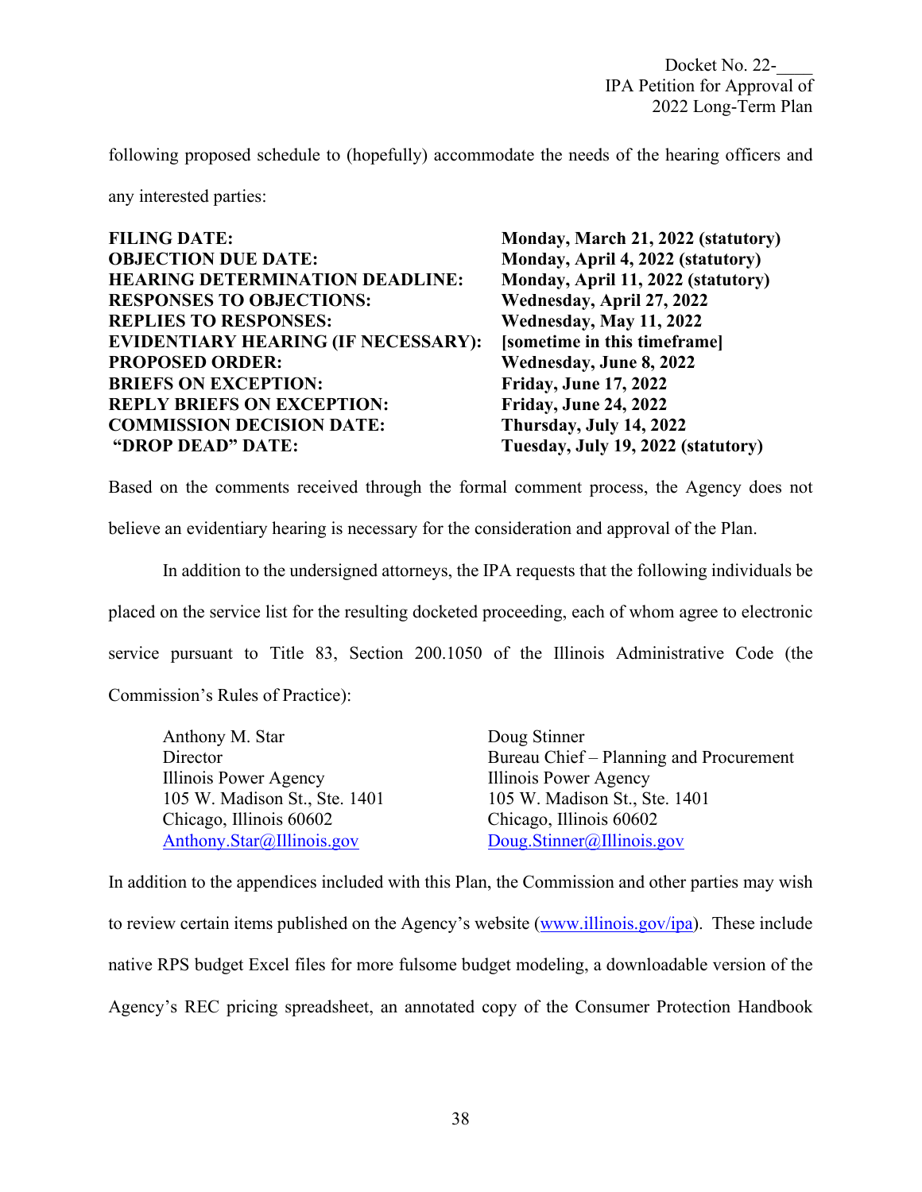following proposed schedule to (hopefully) accommodate the needs of the hearing officers and any interested parties:

| | |
|---|---|
| **FILING DATE:** | **Monday, March 21, 2022 (statutory)** |
| **OBJECTION DUE DATE:** | **Monday, April 4, 2022 (statutory)** |
| **HEARING DETERMINATION DEADLINE:** | **Monday, April 11, 2022 (statutory)** |
| **RESPONSES TO OBJECTIONS:** | **Wednesday, April 27, 2022** |
| **REPLIES TO RESPONSES:** | **Wednesday, May 11, 2022** |
| **EVIDENTIARY HEARING (IF NECESSARY):** | **[sometime in this timeframe]** |
| **PROPOSED ORDER:** | **Wednesday, June 8, 2022** |
| **BRIEFS ON EXCEPTION:** | **Friday, June 17, 2022** |
| **REPLY BRIEFS ON EXCEPTION:** | **Friday, June 24, 2022** |
| **COMMISSION DECISION DATE:** | **Thursday, July 14, 2022** |
| **"DROP DEAD" DATE:** | **Tuesday, July 19, 2022 (statutory)** |

Based on the comments received through the formal comment process, the Agency does not believe an evidentiary hearing is necessary for the consideration and approval of the Plan.

In addition to the undersigned attorneys, the IPA requests that the following individuals be placed on the service list for the resulting docketed proceeding, each of whom agree to electronic service pursuant to Title 83, Section 200.1050 of the Illinois Administrative Code (the Commission's Rules of Practice):

Anthony M. Star
Director
Illinois Power Agency
105 W. Madison St., Ste. 1401
Chicago, Illinois 60602
Anthony.Star@Illinois.gov

Doug Stinner
Bureau Chief – Planning and Procurement
Illinois Power Agency
105 W. Madison St., Ste. 1401
Chicago, Illinois 60602
Doug.Stinner@Illinois.gov

In addition to the appendices included with this Plan, the Commission and other parties may wish to review certain items published on the Agency's website (www.illinois.gov/ipa). These include native RPS budget Excel files for more fulsome budget modeling, a downloadable version of the Agency's REC pricing spreadsheet, an annotated copy of the Consumer Protection Handbook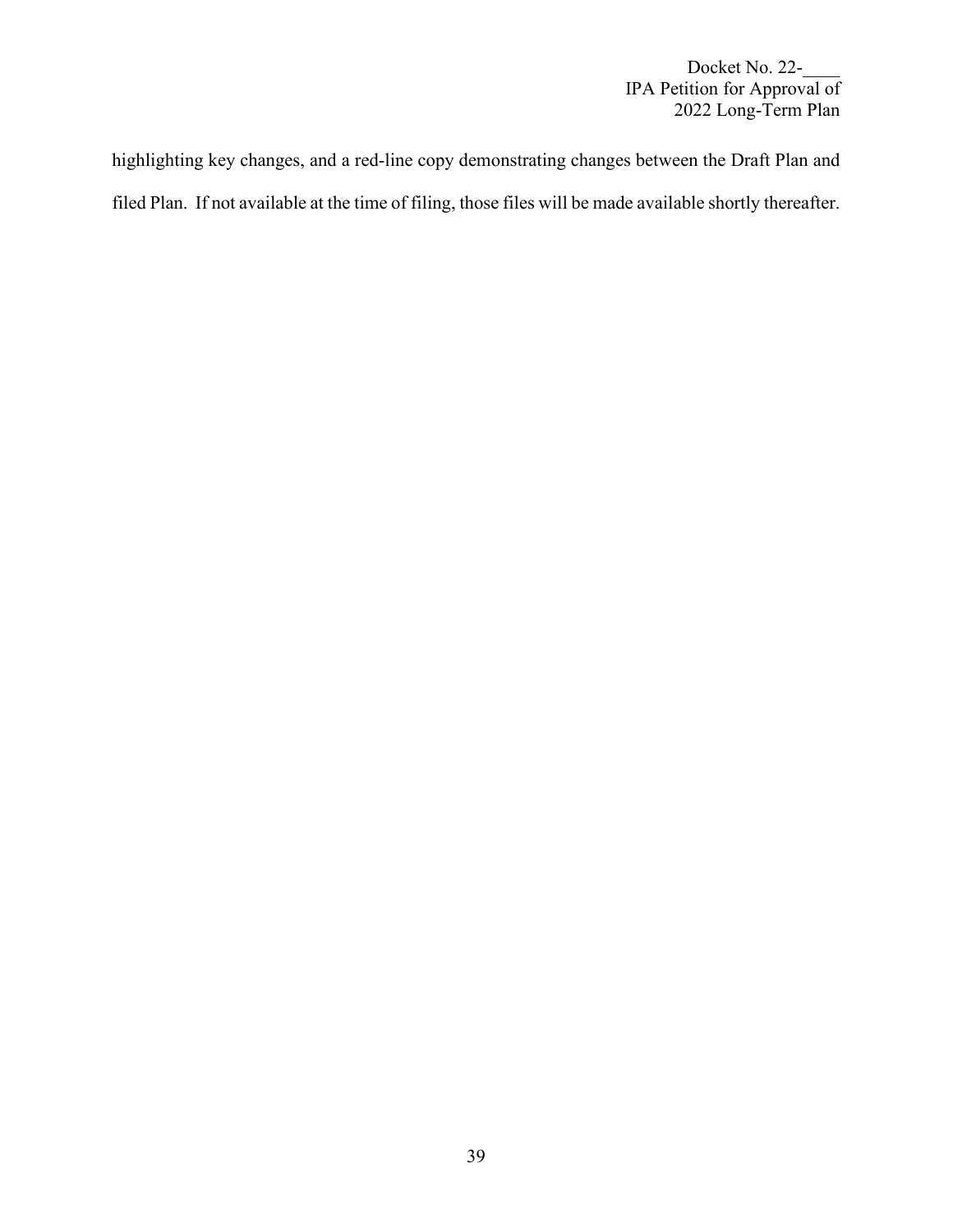highlighting key changes, and a red-line copy demonstrating changes between the Draft Plan and filed Plan. If not available at the time of filing, those files will be made available shortly thereafter.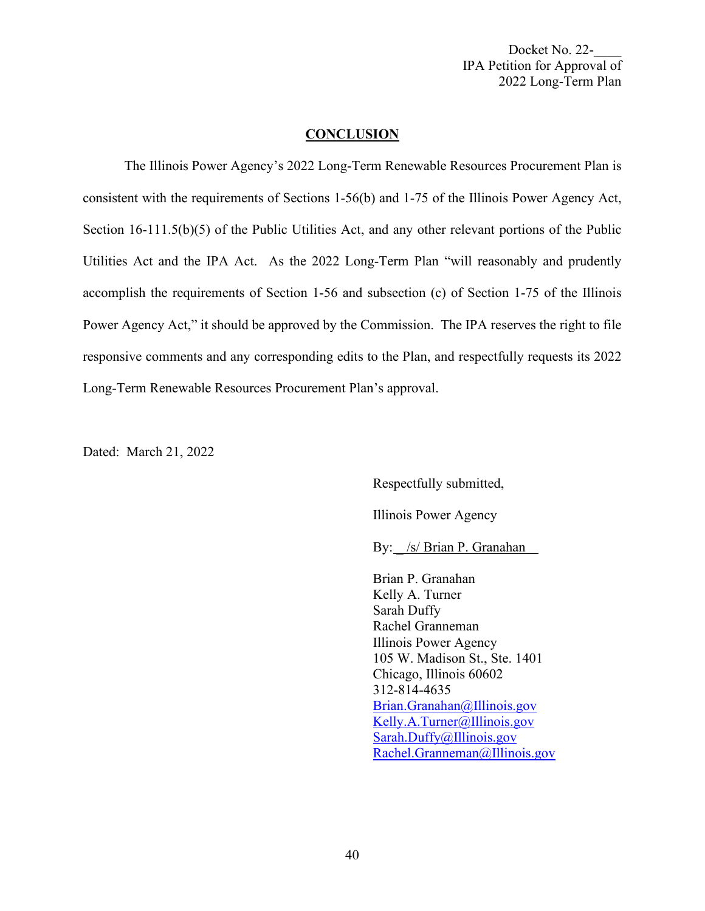## CONCLUSION

The Illinois Power Agency's 2022 Long-Term Renewable Resources Procurement Plan is consistent with the requirements of Sections 1-56(b) and 1-75 of the Illinois Power Agency Act, Section 16-111.5(b)(5) of the Public Utilities Act, and any other relevant portions of the Public Utilities Act and the IPA Act. As the 2022 Long-Term Plan "will reasonably and prudently accomplish the requirements of Section 1-56 and subsection (c) of Section 1-75 of the Illinois Power Agency Act," it should be approved by the Commission. The IPA reserves the right to file responsive comments and any corresponding edits to the Plan, and respectfully requests its 2022 Long-Term Renewable Resources Procurement Plan's approval.

Dated: March 21, 2022

Respectfully submitted,

Illinois Power Agency

By: /s/ Brian P. Granahan

Brian P. Granahan
Kelly A. Turner
Sarah Duffy
Rachel Granneman
Illinois Power Agency
105 W. Madison St., Ste. 1401
Chicago, Illinois 60602
312-814-4635
Brian.Granahan@Illinois.gov
Kelly.A.Turner@Illinois.gov
Sarah.Duffy@Illinois.gov
Rachel.Granneman@Illinois.gov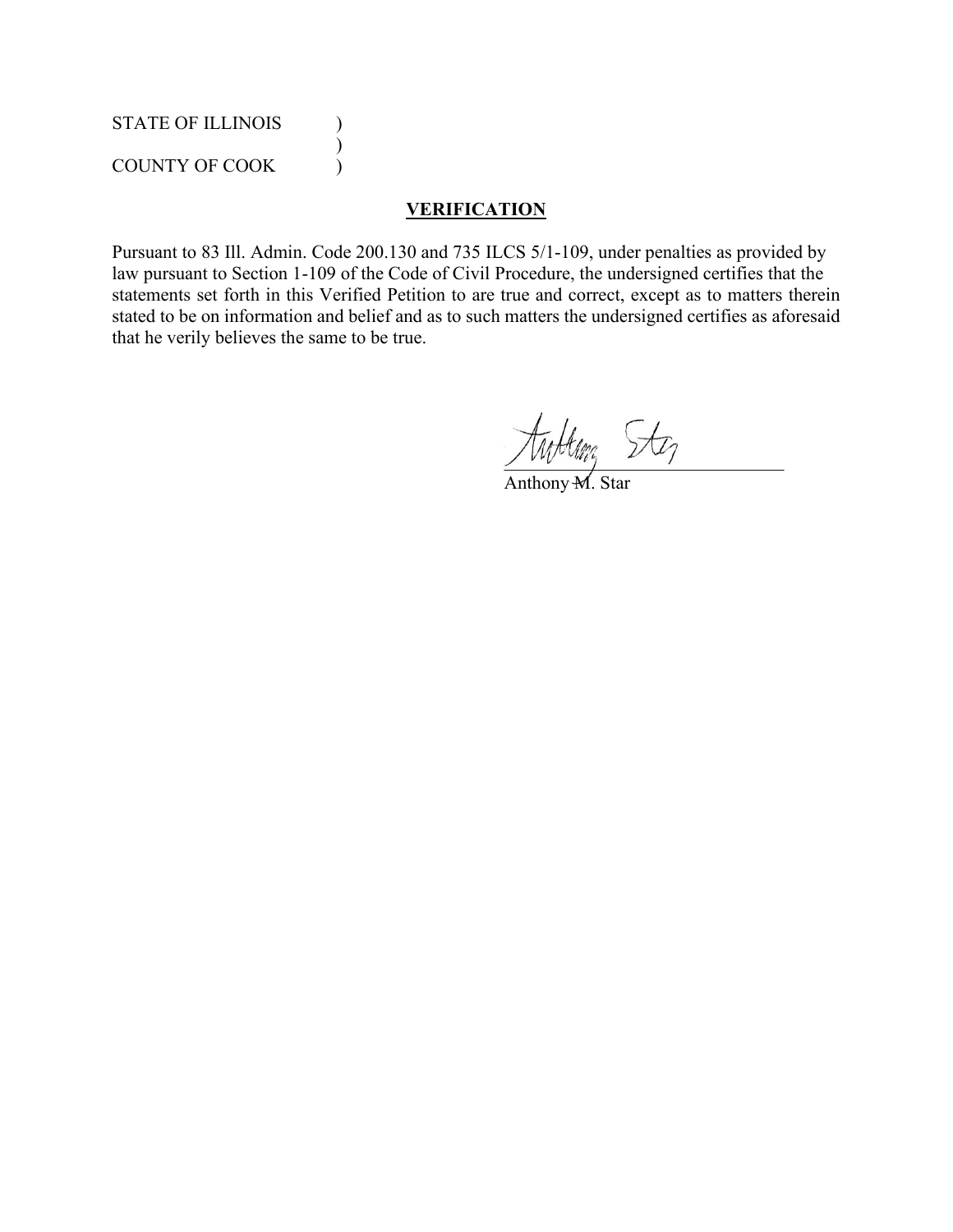STATE OF ILLINOIS )
)
COUNTY OF COOK )

**VERIFICATION**

Pursuant to 83 Ill. Admin. Code 200.130 and 735 ILCS 5/1-109, under penalties as provided by law pursuant to Section 1-109 of the Code of Civil Procedure, the undersigned certifies that the statements set forth in this Verified Petition to are true and correct, except as to matters therein stated to be on information and belief and as to such matters the undersigned certifies as aforesaid that he verily believes the same to be true.

Anthony M. Star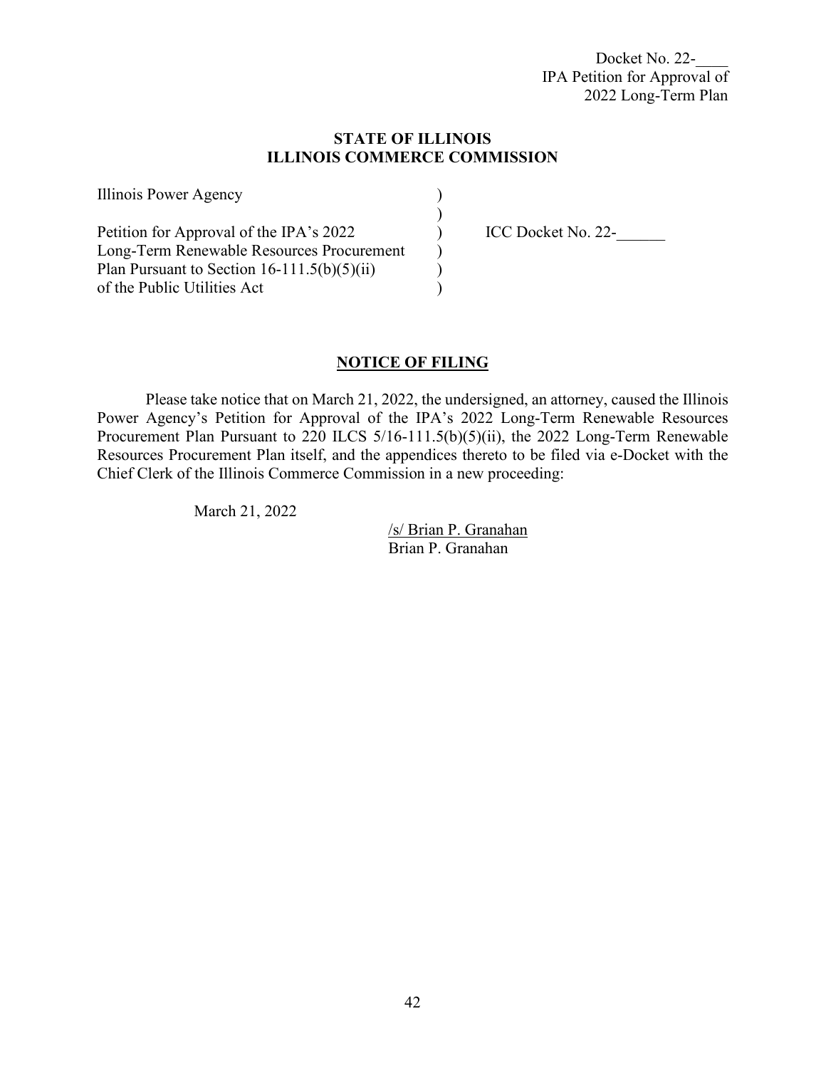Docket No. 22-____
IPA Petition for Approval of
2022 Long-Term Plan

**STATE OF ILLINOIS**
**ILLINOIS COMMERCE COMMISSION**

| | | |
|---|---|---|
| Illinois Power Agency | ) | |
| | ) | |
| Petition for Approval of the IPA's 2022 | ) | ICC Docket No. 22-______ |
| Long-Term Renewable Resources Procurement | ) | |
| Plan Pursuant to Section 16-111.5(b)(5)(ii) | ) | |
| of the Public Utilities Act | ) | |

**NOTICE OF FILING**

Please take notice that on March 21, 2022, the undersigned, an attorney, caused the Illinois Power Agency's Petition for Approval of the IPA's 2022 Long-Term Renewable Resources Procurement Plan Pursuant to 220 ILCS 5/16-111.5(b)(5)(ii), the 2022 Long-Term Renewable Resources Procurement Plan itself, and the appendices thereto to be filed via e-Docket with the Chief Clerk of the Illinois Commerce Commission in a new proceeding:

March 21, 2022

/s/ Brian P. Granahan
Brian P. Granahan